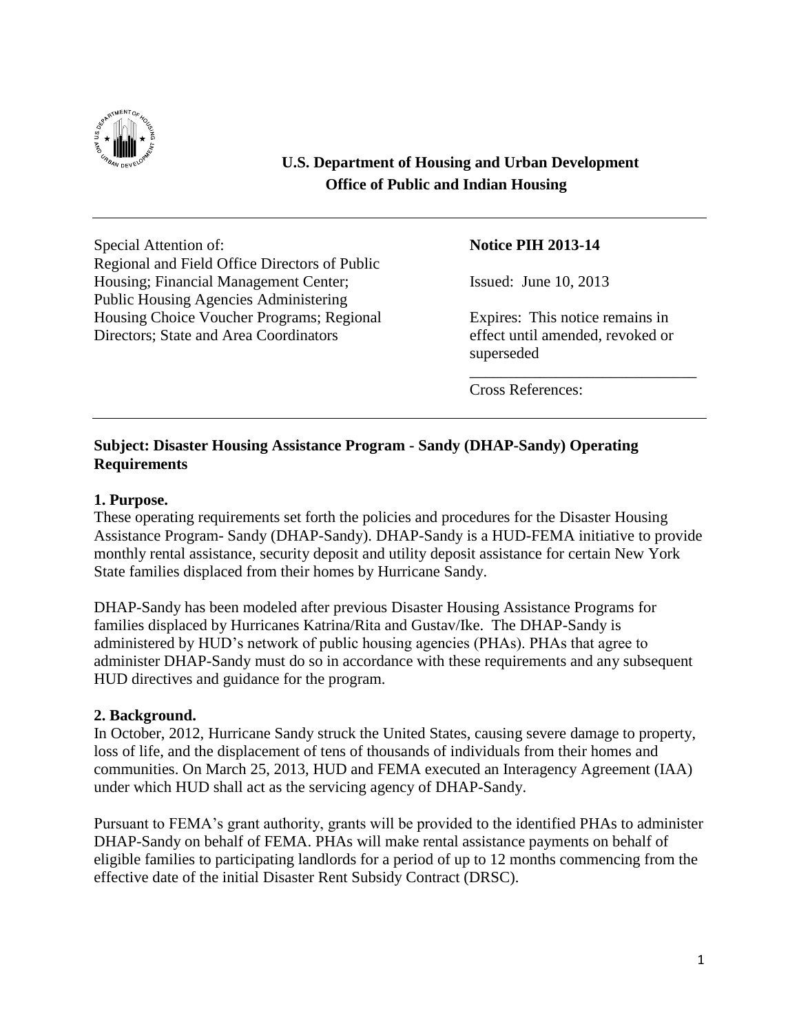**U.S. Department of Housing and Urban Development**
**Office of Public and Indian Housing**

---

Special Attention of:
Regional and Field Office Directors of Public Housing; Financial Management Center; Public Housing Agencies Administering Housing Choice Voucher Programs; Regional Directors; State and Area Coordinators

**Notice PIH 2013-14**

Issued: June 10, 2013

Expires: This notice remains in effect until amended, revoked or superseded

Cross References:

---

**Subject: Disaster Housing Assistance Program - Sandy (DHAP-Sandy) Operating Requirements**

**1. Purpose.**

These operating requirements set forth the policies and procedures for the Disaster Housing Assistance Program- Sandy (DHAP-Sandy). DHAP-Sandy is a HUD-FEMA initiative to provide monthly rental assistance, security deposit and utility deposit assistance for certain New York State families displaced from their homes by Hurricane Sandy.

DHAP-Sandy has been modeled after previous Disaster Housing Assistance Programs for families displaced by Hurricanes Katrina/Rita and Gustav/Ike. The DHAP-Sandy is administered by HUD's network of public housing agencies (PHAs). PHAs that agree to administer DHAP-Sandy must do so in accordance with these requirements and any subsequent HUD directives and guidance for the program.

**2. Background.**

In October, 2012, Hurricane Sandy struck the United States, causing severe damage to property, loss of life, and the displacement of tens of thousands of individuals from their homes and communities. On March 25, 2013, HUD and FEMA executed an Interagency Agreement (IAA) under which HUD shall act as the servicing agency of DHAP-Sandy.

Pursuant to FEMA's grant authority, grants will be provided to the identified PHAs to administer DHAP-Sandy on behalf of FEMA. PHAs will make rental assistance payments on behalf of eligible families to participating landlords for a period of up to 12 months commencing from the effective date of the initial Disaster Rent Subsidy Contract (DRSC).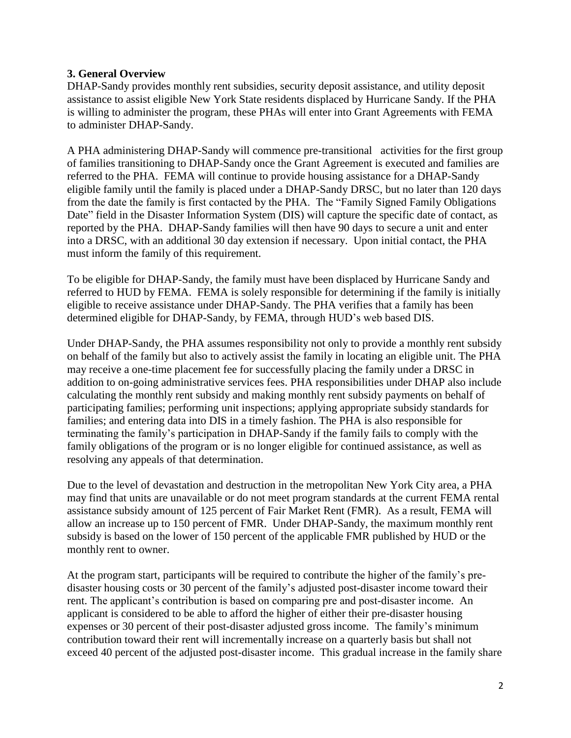### 3. General Overview

DHAP-Sandy provides monthly rent subsidies, security deposit assistance, and utility deposit assistance to assist eligible New York State residents displaced by Hurricane Sandy. If the PHA is willing to administer the program, these PHAs will enter into Grant Agreements with FEMA to administer DHAP-Sandy.

A PHA administering DHAP-Sandy will commence pre-transitional activities for the first group of families transitioning to DHAP-Sandy once the Grant Agreement is executed and families are referred to the PHA. FEMA will continue to provide housing assistance for a DHAP-Sandy eligible family until the family is placed under a DHAP-Sandy DRSC, but no later than 120 days from the date the family is first contacted by the PHA. The "Family Signed Family Obligations Date" field in the Disaster Information System (DIS) will capture the specific date of contact, as reported by the PHA. DHAP-Sandy families will then have 90 days to secure a unit and enter into a DRSC, with an additional 30 day extension if necessary. Upon initial contact, the PHA must inform the family of this requirement.

To be eligible for DHAP-Sandy, the family must have been displaced by Hurricane Sandy and referred to HUD by FEMA. FEMA is solely responsible for determining if the family is initially eligible to receive assistance under DHAP-Sandy. The PHA verifies that a family has been determined eligible for DHAP-Sandy, by FEMA, through HUD's web based DIS.

Under DHAP-Sandy, the PHA assumes responsibility not only to provide a monthly rent subsidy on behalf of the family but also to actively assist the family in locating an eligible unit. The PHA may receive a one-time placement fee for successfully placing the family under a DRSC in addition to on-going administrative services fees. PHA responsibilities under DHAP also include calculating the monthly rent subsidy and making monthly rent subsidy payments on behalf of participating families; performing unit inspections; applying appropriate subsidy standards for families; and entering data into DIS in a timely fashion. The PHA is also responsible for terminating the family's participation in DHAP-Sandy if the family fails to comply with the family obligations of the program or is no longer eligible for continued assistance, as well as resolving any appeals of that determination.

Due to the level of devastation and destruction in the metropolitan New York City area, a PHA may find that units are unavailable or do not meet program standards at the current FEMA rental assistance subsidy amount of 125 percent of Fair Market Rent (FMR). As a result, FEMA will allow an increase up to 150 percent of FMR. Under DHAP-Sandy, the maximum monthly rent subsidy is based on the lower of 150 percent of the applicable FMR published by HUD or the monthly rent to owner.

At the program start, participants will be required to contribute the higher of the family's pre-disaster housing costs or 30 percent of the family's adjusted post-disaster income toward their rent. The applicant's contribution is based on comparing pre and post-disaster income. An applicant is considered to be able to afford the higher of either their pre-disaster housing expenses or 30 percent of their post-disaster adjusted gross income. The family's minimum contribution toward their rent will incrementally increase on a quarterly basis but shall not exceed 40 percent of the adjusted post-disaster income. This gradual increase in the family share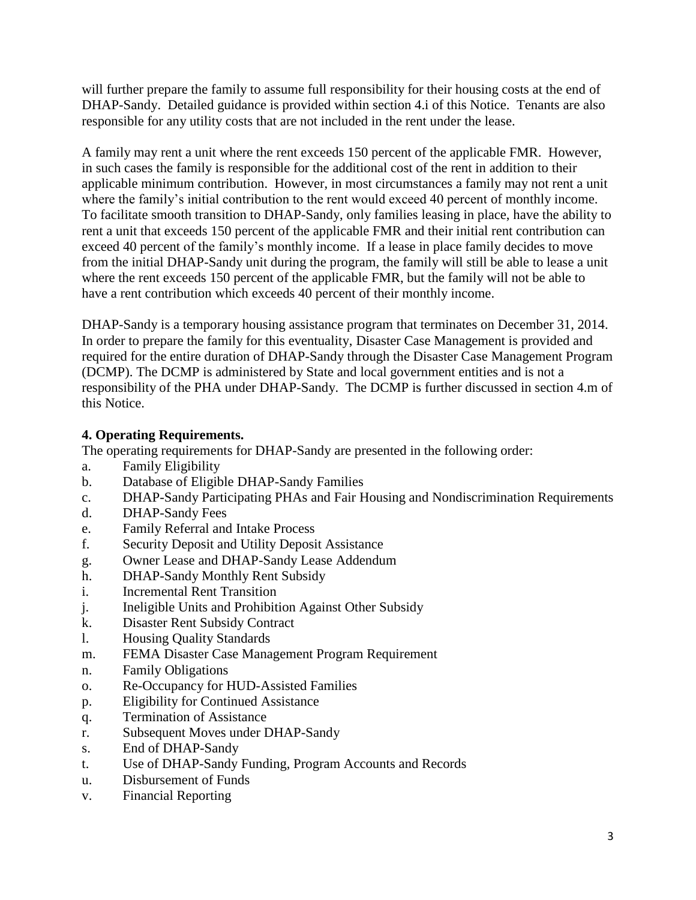will further prepare the family to assume full responsibility for their housing costs at the end of DHAP-Sandy. Detailed guidance is provided within section 4.i of this Notice. Tenants are also responsible for any utility costs that are not included in the rent under the lease.

A family may rent a unit where the rent exceeds 150 percent of the applicable FMR. However, in such cases the family is responsible for the additional cost of the rent in addition to their applicable minimum contribution. However, in most circumstances a family may not rent a unit where the family's initial contribution to the rent would exceed 40 percent of monthly income. To facilitate smooth transition to DHAP-Sandy, only families leasing in place, have the ability to rent a unit that exceeds 150 percent of the applicable FMR and their initial rent contribution can exceed 40 percent of the family's monthly income. If a lease in place family decides to move from the initial DHAP-Sandy unit during the program, the family will still be able to lease a unit where the rent exceeds 150 percent of the applicable FMR, but the family will not be able to have a rent contribution which exceeds 40 percent of their monthly income.

DHAP-Sandy is a temporary housing assistance program that terminates on December 31, 2014. In order to prepare the family for this eventuality, Disaster Case Management is provided and required for the entire duration of DHAP-Sandy through the Disaster Case Management Program (DCMP). The DCMP is administered by State and local government entities and is not a responsibility of the PHA under DHAP-Sandy. The DCMP is further discussed in section 4.m of this Notice.

**4. Operating Requirements.**

The operating requirements for DHAP-Sandy are presented in the following order:

a. Family Eligibility
b. Database of Eligible DHAP-Sandy Families
c. DHAP-Sandy Participating PHAs and Fair Housing and Nondiscrimination Requirements
d. DHAP-Sandy Fees
e. Family Referral and Intake Process
f. Security Deposit and Utility Deposit Assistance
g. Owner Lease and DHAP-Sandy Lease Addendum
h. DHAP-Sandy Monthly Rent Subsidy
i. Incremental Rent Transition
j. Ineligible Units and Prohibition Against Other Subsidy
k. Disaster Rent Subsidy Contract
l. Housing Quality Standards
m. FEMA Disaster Case Management Program Requirement
n. Family Obligations
o. Re-Occupancy for HUD-Assisted Families
p. Eligibility for Continued Assistance
q. Termination of Assistance
r. Subsequent Moves under DHAP-Sandy
s. End of DHAP-Sandy
t. Use of DHAP-Sandy Funding, Program Accounts and Records
u. Disbursement of Funds
v. Financial Reporting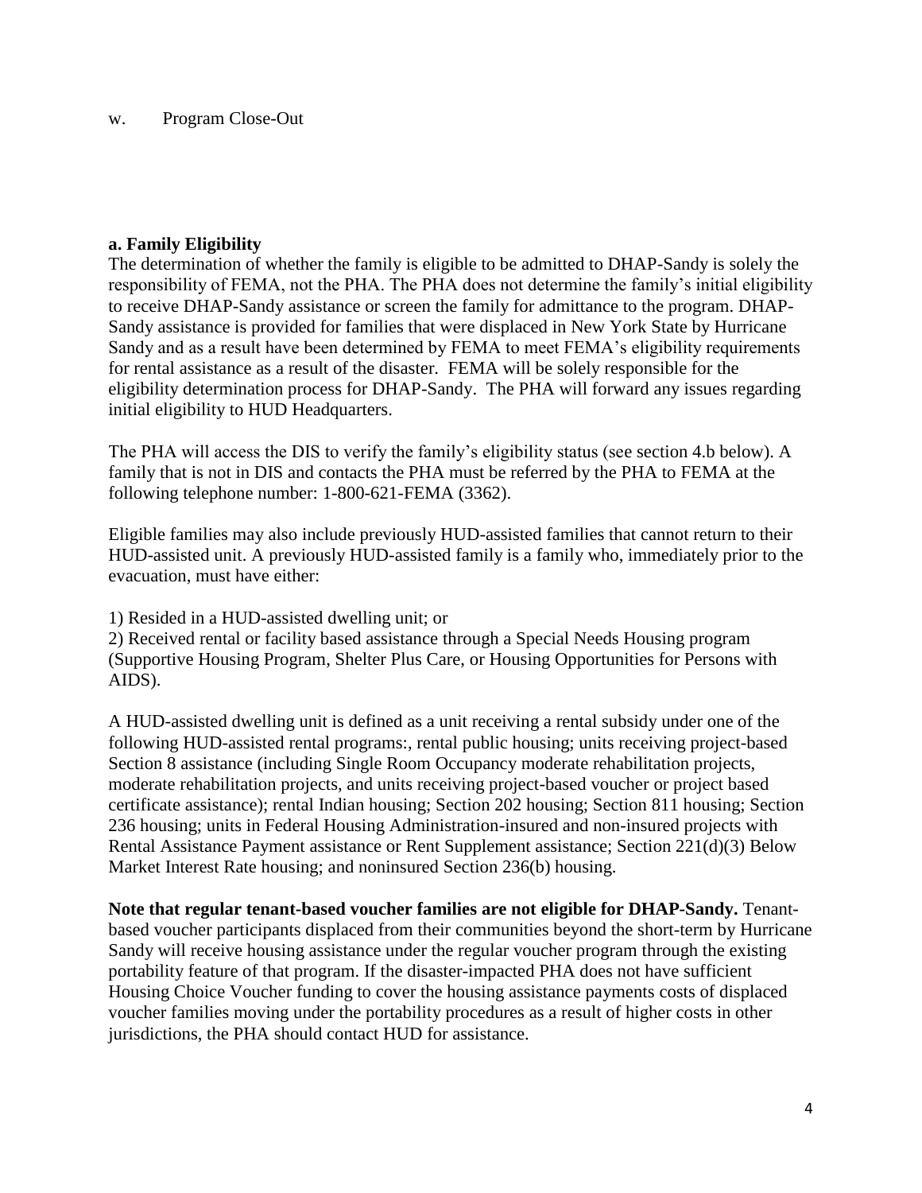w. Program Close-Out

**a. Family Eligibility**

The determination of whether the family is eligible to be admitted to DHAP-Sandy is solely the responsibility of FEMA, not the PHA. The PHA does not determine the family's initial eligibility to receive DHAP-Sandy assistance or screen the family for admittance to the program. DHAP-Sandy assistance is provided for families that were displaced in New York State by Hurricane Sandy and as a result have been determined by FEMA to meet FEMA's eligibility requirements for rental assistance as a result of the disaster. FEMA will be solely responsible for the eligibility determination process for DHAP-Sandy. The PHA will forward any issues regarding initial eligibility to HUD Headquarters.

The PHA will access the DIS to verify the family's eligibility status (see section 4.b below). A family that is not in DIS and contacts the PHA must be referred by the PHA to FEMA at the following telephone number: 1-800-621-FEMA (3362).

Eligible families may also include previously HUD-assisted families that cannot return to their HUD-assisted unit. A previously HUD-assisted family is a family who, immediately prior to the evacuation, must have either:

1) Resided in a HUD-assisted dwelling unit; or
2) Received rental or facility based assistance through a Special Needs Housing program (Supportive Housing Program, Shelter Plus Care, or Housing Opportunities for Persons with AIDS).

A HUD-assisted dwelling unit is defined as a unit receiving a rental subsidy under one of the following HUD-assisted rental programs:, rental public housing; units receiving project-based Section 8 assistance (including Single Room Occupancy moderate rehabilitation projects, moderate rehabilitation projects, and units receiving project-based voucher or project based certificate assistance); rental Indian housing; Section 202 housing; Section 811 housing; Section 236 housing; units in Federal Housing Administration-insured and non-insured projects with Rental Assistance Payment assistance or Rent Supplement assistance; Section 221(d)(3) Below Market Interest Rate housing; and noninsured Section 236(b) housing.

**Note that regular tenant-based voucher families are not eligible for DHAP-Sandy.** Tenant-based voucher participants displaced from their communities beyond the short-term by Hurricane Sandy will receive housing assistance under the regular voucher program through the existing portability feature of that program. If the disaster-impacted PHA does not have sufficient Housing Choice Voucher funding to cover the housing assistance payments costs of displaced voucher families moving under the portability procedures as a result of higher costs in other jurisdictions, the PHA should contact HUD for assistance.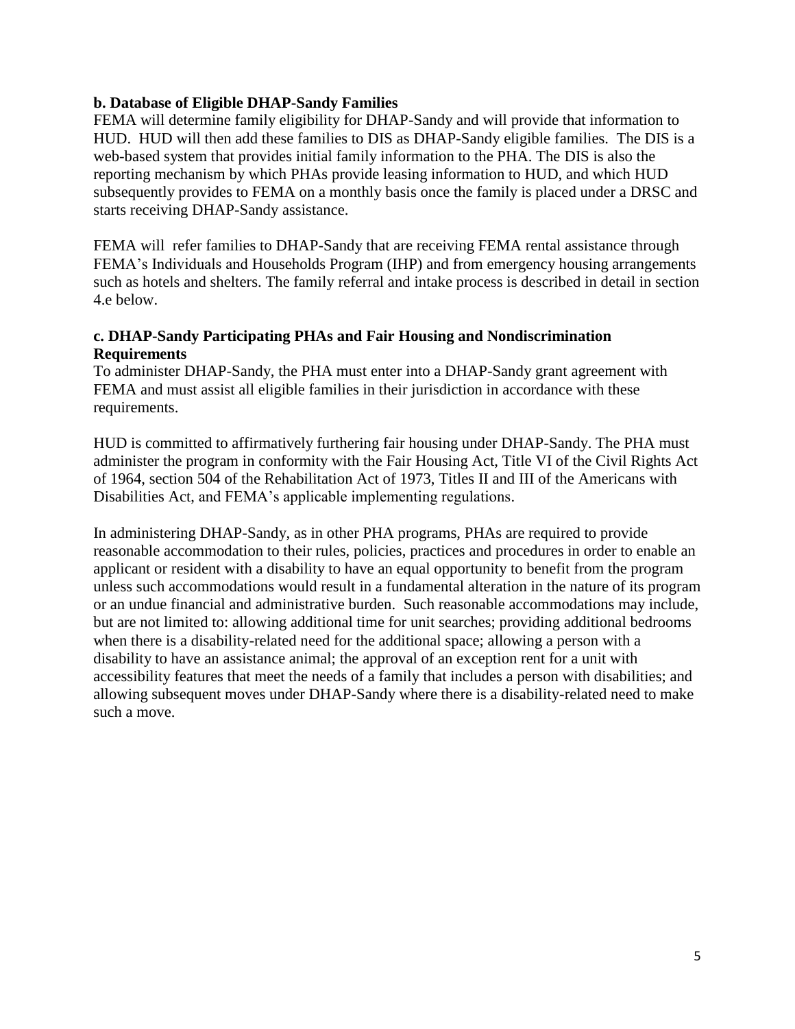**b. Database of Eligible DHAP-Sandy Families**

FEMA will determine family eligibility for DHAP-Sandy and will provide that information to HUD. HUD will then add these families to DIS as DHAP-Sandy eligible families. The DIS is a web-based system that provides initial family information to the PHA. The DIS is also the reporting mechanism by which PHAs provide leasing information to HUD, and which HUD subsequently provides to FEMA on a monthly basis once the family is placed under a DRSC and starts receiving DHAP-Sandy assistance.

FEMA will refer families to DHAP-Sandy that are receiving FEMA rental assistance through FEMA's Individuals and Households Program (IHP) and from emergency housing arrangements such as hotels and shelters. The family referral and intake process is described in detail in section 4.e below.

**c. DHAP-Sandy Participating PHAs and Fair Housing and Nondiscrimination Requirements**

To administer DHAP-Sandy, the PHA must enter into a DHAP-Sandy grant agreement with FEMA and must assist all eligible families in their jurisdiction in accordance with these requirements.

HUD is committed to affirmatively furthering fair housing under DHAP-Sandy. The PHA must administer the program in conformity with the Fair Housing Act, Title VI of the Civil Rights Act of 1964, section 504 of the Rehabilitation Act of 1973, Titles II and III of the Americans with Disabilities Act, and FEMA's applicable implementing regulations.

In administering DHAP-Sandy, as in other PHA programs, PHAs are required to provide reasonable accommodation to their rules, policies, practices and procedures in order to enable an applicant or resident with a disability to have an equal opportunity to benefit from the program unless such accommodations would result in a fundamental alteration in the nature of its program or an undue financial and administrative burden. Such reasonable accommodations may include, but are not limited to: allowing additional time for unit searches; providing additional bedrooms when there is a disability-related need for the additional space; allowing a person with a disability to have an assistance animal; the approval of an exception rent for a unit with accessibility features that meet the needs of a family that includes a person with disabilities; and allowing subsequent moves under DHAP-Sandy where there is a disability-related need to make such a move.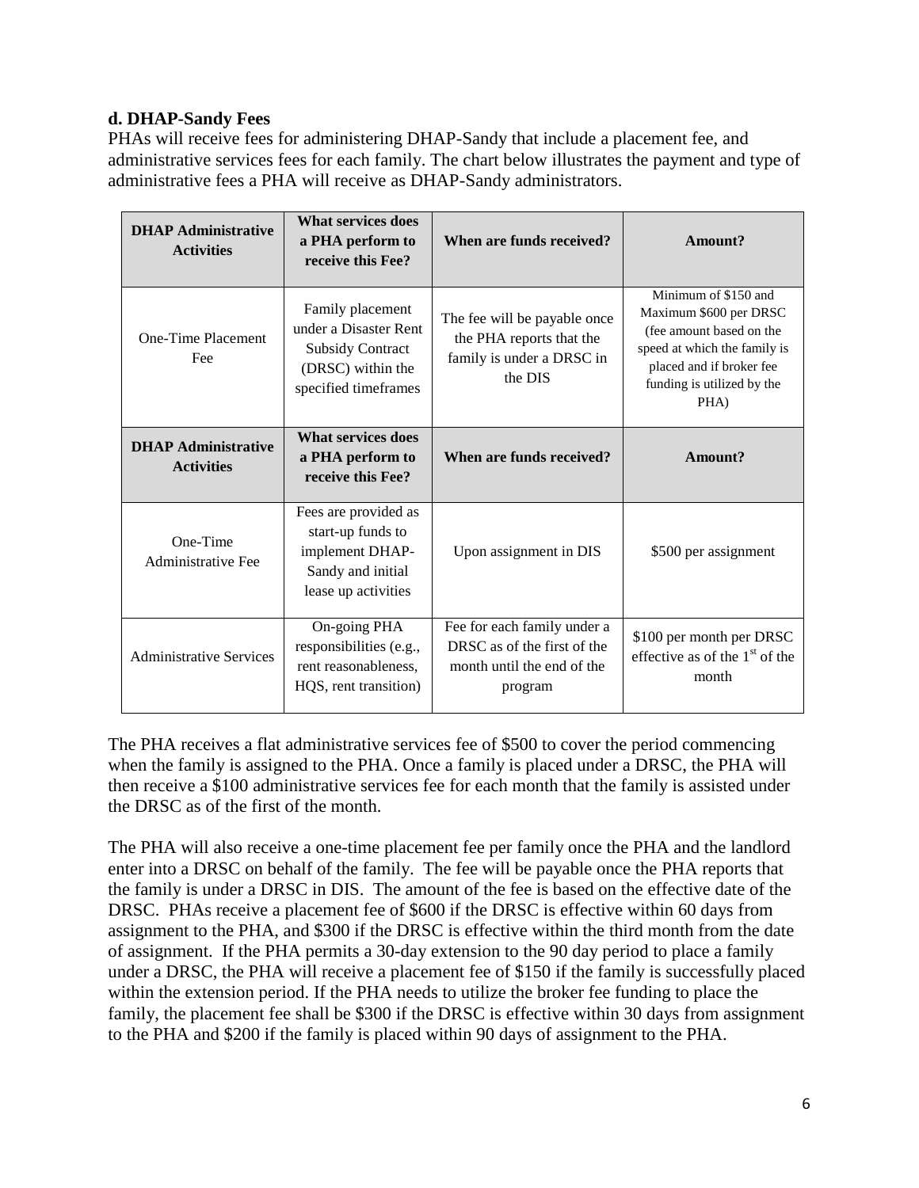### d. DHAP-Sandy Fees

PHAs will receive fees for administering DHAP-Sandy that include a placement fee, and administrative services fees for each family. The chart below illustrates the payment and type of administrative fees a PHA will receive as DHAP-Sandy administrators.

| DHAP Administrative Activities | What services does a PHA perform to receive this Fee? | When are funds received? | Amount? |
|---|---|---|---|
| One-Time Placement Fee | Family placement under a Disaster Rent Subsidy Contract (DRSC) within the specified timeframes | The fee will be payable once the PHA reports that the family is under a DRSC in the DIS | Minimum of \$150 and Maximum \$600 per DRSC (fee amount based on the speed at which the family is placed and if broker fee funding is utilized by the PHA) |
| **DHAP Administrative Activities** | **What services does a PHA perform to receive this Fee?** | **When are funds received?** | **Amount?** |
| One-Time Administrative Fee | Fees are provided as start-up funds to implement DHAP-Sandy and initial lease up activities | Upon assignment in DIS | \$500 per assignment |
| Administrative Services | On-going PHA responsibilities (e.g., rent reasonableness, HQS, rent transition) | Fee for each family under a DRSC as of the first of the month until the end of the program | \$100 per month per DRSC effective as of the 1st of the month |

The PHA receives a flat administrative services fee of \$500 to cover the period commencing when the family is assigned to the PHA. Once a family is placed under a DRSC, the PHA will then receive a \$100 administrative services fee for each month that the family is assisted under the DRSC as of the first of the month.

The PHA will also receive a one-time placement fee per family once the PHA and the landlord enter into a DRSC on behalf of the family. The fee will be payable once the PHA reports that the family is under a DRSC in DIS. The amount of the fee is based on the effective date of the DRSC. PHAs receive a placement fee of \$600 if the DRSC is effective within 60 days from assignment to the PHA, and \$300 if the DRSC is effective within the third month from the date of assignment. If the PHA permits a 30-day extension to the 90 day period to place a family under a DRSC, the PHA will receive a placement fee of \$150 if the family is successfully placed within the extension period. If the PHA needs to utilize the broker fee funding to place the family, the placement fee shall be \$300 if the DRSC is effective within 30 days from assignment to the PHA and \$200 if the family is placed within 90 days of assignment to the PHA.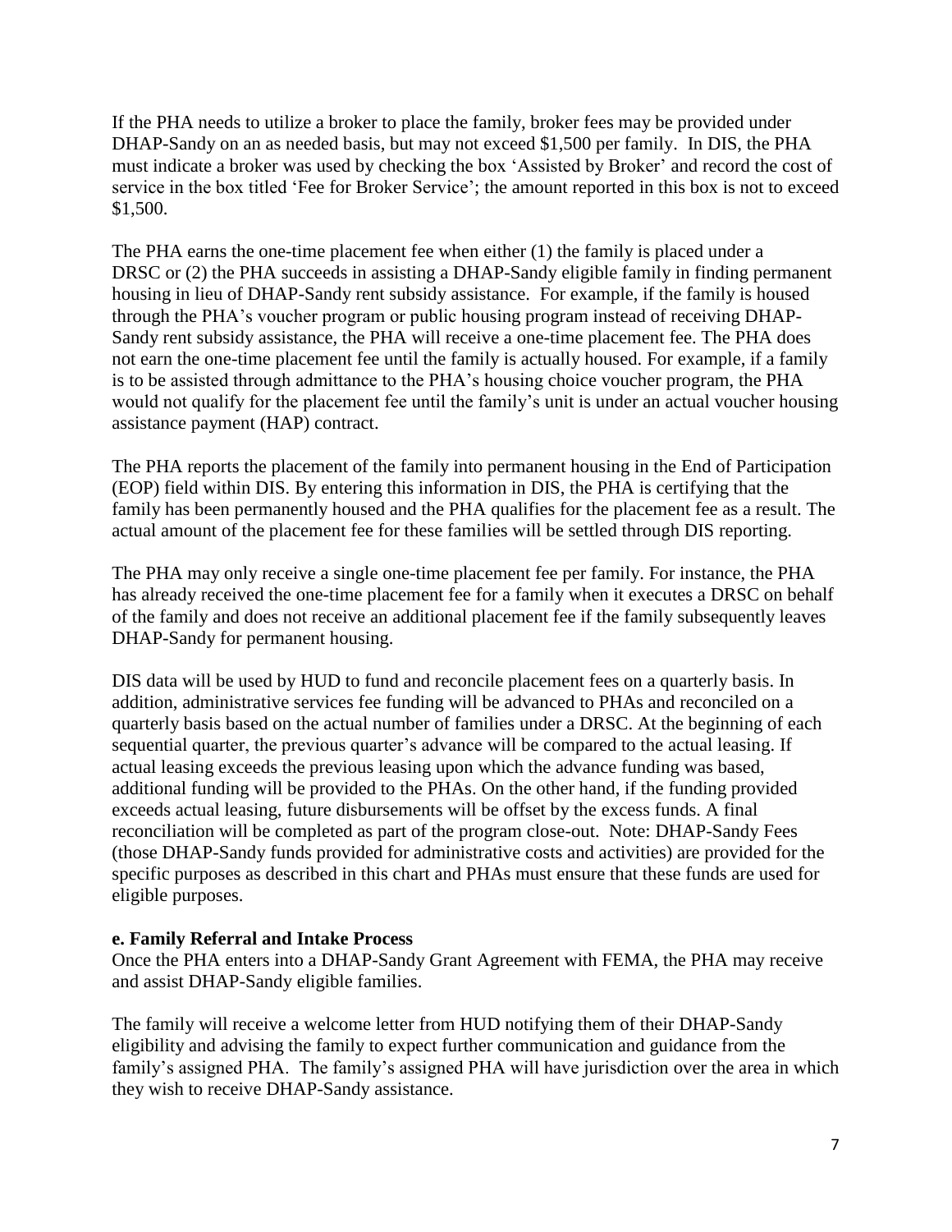If the PHA needs to utilize a broker to place the family, broker fees may be provided under DHAP-Sandy on an as needed basis, but may not exceed $1,500 per family. In DIS, the PHA must indicate a broker was used by checking the box 'Assisted by Broker' and record the cost of service in the box titled 'Fee for Broker Service'; the amount reported in this box is not to exceed $1,500.

The PHA earns the one-time placement fee when either (1) the family is placed under a DRSC or (2) the PHA succeeds in assisting a DHAP-Sandy eligible family in finding permanent housing in lieu of DHAP-Sandy rent subsidy assistance. For example, if the family is housed through the PHA's voucher program or public housing program instead of receiving DHAP-Sandy rent subsidy assistance, the PHA will receive a one-time placement fee. The PHA does not earn the one-time placement fee until the family is actually housed. For example, if a family is to be assisted through admittance to the PHA's housing choice voucher program, the PHA would not qualify for the placement fee until the family's unit is under an actual voucher housing assistance payment (HAP) contract.

The PHA reports the placement of the family into permanent housing in the End of Participation (EOP) field within DIS. By entering this information in DIS, the PHA is certifying that the family has been permanently housed and the PHA qualifies for the placement fee as a result. The actual amount of the placement fee for these families will be settled through DIS reporting.

The PHA may only receive a single one-time placement fee per family. For instance, the PHA has already received the one-time placement fee for a family when it executes a DRSC on behalf of the family and does not receive an additional placement fee if the family subsequently leaves DHAP-Sandy for permanent housing.

DIS data will be used by HUD to fund and reconcile placement fees on a quarterly basis. In addition, administrative services fee funding will be advanced to PHAs and reconciled on a quarterly basis based on the actual number of families under a DRSC. At the beginning of each sequential quarter, the previous quarter's advance will be compared to the actual leasing. If actual leasing exceeds the previous leasing upon which the advance funding was based, additional funding will be provided to the PHAs. On the other hand, if the funding provided exceeds actual leasing, future disbursements will be offset by the excess funds. A final reconciliation will be completed as part of the program close-out. Note: DHAP-Sandy Fees (those DHAP-Sandy funds provided for administrative costs and activities) are provided for the specific purposes as described in this chart and PHAs must ensure that these funds are used for eligible purposes.

**e. Family Referral and Intake Process**

Once the PHA enters into a DHAP-Sandy Grant Agreement with FEMA, the PHA may receive and assist DHAP-Sandy eligible families.

The family will receive a welcome letter from HUD notifying them of their DHAP-Sandy eligibility and advising the family to expect further communication and guidance from the family's assigned PHA. The family's assigned PHA will have jurisdiction over the area in which they wish to receive DHAP-Sandy assistance.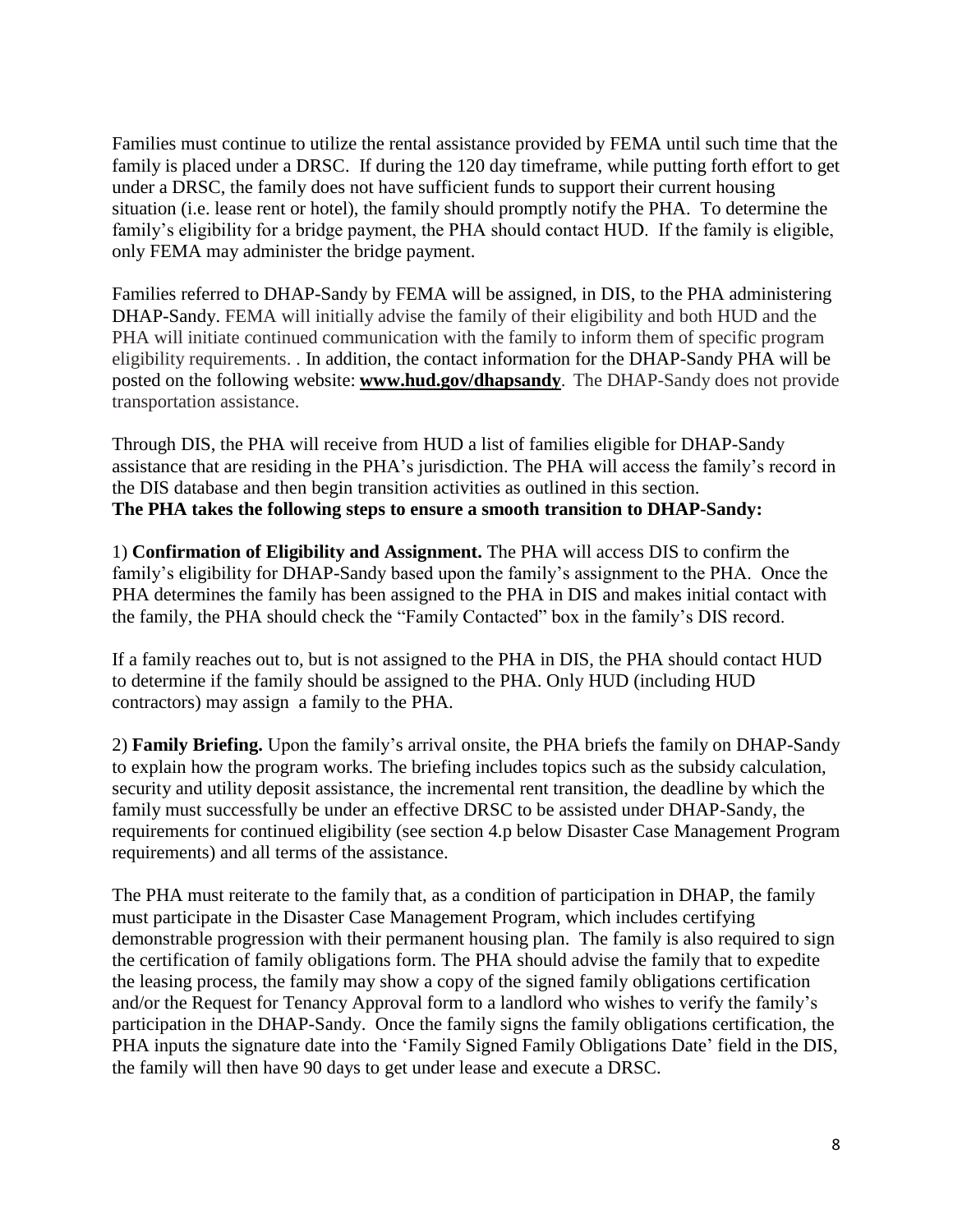Families must continue to utilize the rental assistance provided by FEMA until such time that the family is placed under a DRSC. If during the 120 day timeframe, while putting forth effort to get under a DRSC, the family does not have sufficient funds to support their current housing situation (i.e. lease rent or hotel), the family should promptly notify the PHA. To determine the family's eligibility for a bridge payment, the PHA should contact HUD. If the family is eligible, only FEMA may administer the bridge payment.

Families referred to DHAP-Sandy by FEMA will be assigned, in DIS, to the PHA administering DHAP-Sandy. FEMA will initially advise the family of their eligibility and both HUD and the PHA will initiate continued communication with the family to inform them of specific program eligibility requirements. . In addition, the contact information for the DHAP-Sandy PHA will be posted on the following website: **www.hud.gov/dhapsandy**. The DHAP-Sandy does not provide transportation assistance.

Through DIS, the PHA will receive from HUD a list of families eligible for DHAP-Sandy assistance that are residing in the PHA's jurisdiction. The PHA will access the family's record in the DIS database and then begin transition activities as outlined in this section.

**The PHA takes the following steps to ensure a smooth transition to DHAP-Sandy:**

1) **Confirmation of Eligibility and Assignment.** The PHA will access DIS to confirm the family's eligibility for DHAP-Sandy based upon the family's assignment to the PHA. Once the PHA determines the family has been assigned to the PHA in DIS and makes initial contact with the family, the PHA should check the "Family Contacted" box in the family's DIS record.

If a family reaches out to, but is not assigned to the PHA in DIS, the PHA should contact HUD to determine if the family should be assigned to the PHA. Only HUD (including HUD contractors) may assign a family to the PHA.

2) **Family Briefing.** Upon the family's arrival onsite, the PHA briefs the family on DHAP-Sandy to explain how the program works. The briefing includes topics such as the subsidy calculation, security and utility deposit assistance, the incremental rent transition, the deadline by which the family must successfully be under an effective DRSC to be assisted under DHAP-Sandy, the requirements for continued eligibility (see section 4.p below Disaster Case Management Program requirements) and all terms of the assistance.

The PHA must reiterate to the family that, as a condition of participation in DHAP, the family must participate in the Disaster Case Management Program, which includes certifying demonstrable progression with their permanent housing plan. The family is also required to sign the certification of family obligations form. The PHA should advise the family that to expedite the leasing process, the family may show a copy of the signed family obligations certification and/or the Request for Tenancy Approval form to a landlord who wishes to verify the family's participation in the DHAP-Sandy. Once the family signs the family obligations certification, the PHA inputs the signature date into the 'Family Signed Family Obligations Date' field in the DIS, the family will then have 90 days to get under lease and execute a DRSC.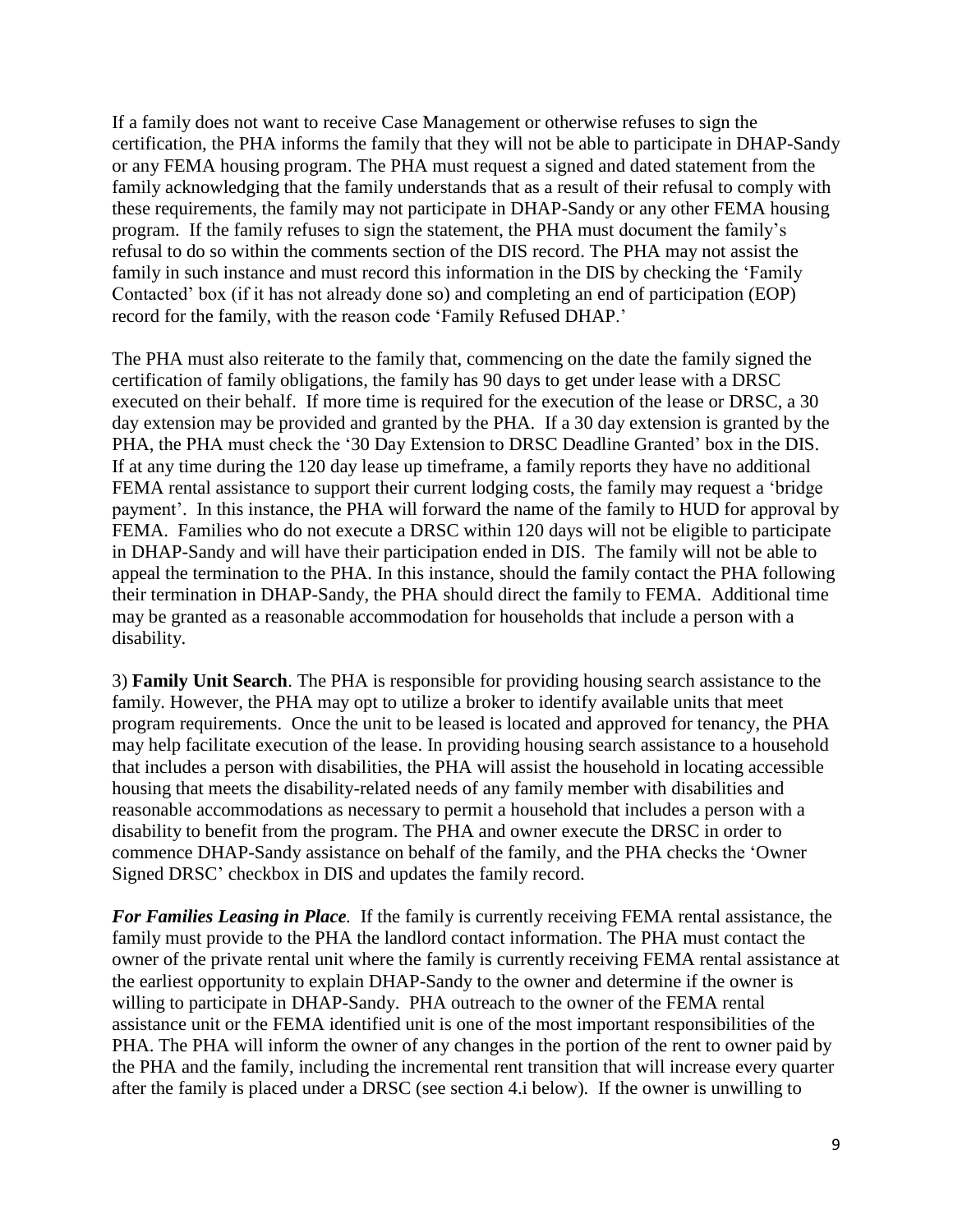If a family does not want to receive Case Management or otherwise refuses to sign the certification, the PHA informs the family that they will not be able to participate in DHAP-Sandy or any FEMA housing program. The PHA must request a signed and dated statement from the family acknowledging that the family understands that as a result of their refusal to comply with these requirements, the family may not participate in DHAP-Sandy or any other FEMA housing program. If the family refuses to sign the statement, the PHA must document the family's refusal to do so within the comments section of the DIS record. The PHA may not assist the family in such instance and must record this information in the DIS by checking the 'Family Contacted' box (if it has not already done so) and completing an end of participation (EOP) record for the family, with the reason code 'Family Refused DHAP.'

The PHA must also reiterate to the family that, commencing on the date the family signed the certification of family obligations, the family has 90 days to get under lease with a DRSC executed on their behalf. If more time is required for the execution of the lease or DRSC, a 30 day extension may be provided and granted by the PHA. If a 30 day extension is granted by the PHA, the PHA must check the '30 Day Extension to DRSC Deadline Granted' box in the DIS. If at any time during the 120 day lease up timeframe, a family reports they have no additional FEMA rental assistance to support their current lodging costs, the family may request a 'bridge payment'. In this instance, the PHA will forward the name of the family to HUD for approval by FEMA. Families who do not execute a DRSC within 120 days will not be eligible to participate in DHAP-Sandy and will have their participation ended in DIS. The family will not be able to appeal the termination to the PHA. In this instance, should the family contact the PHA following their termination in DHAP-Sandy, the PHA should direct the family to FEMA. Additional time may be granted as a reasonable accommodation for households that include a person with a disability.

3) **Family Unit Search**. The PHA is responsible for providing housing search assistance to the family. However, the PHA may opt to utilize a broker to identify available units that meet program requirements. Once the unit to be leased is located and approved for tenancy, the PHA may help facilitate execution of the lease. In providing housing search assistance to a household that includes a person with disabilities, the PHA will assist the household in locating accessible housing that meets the disability-related needs of any family member with disabilities and reasonable accommodations as necessary to permit a household that includes a person with a disability to benefit from the program. The PHA and owner execute the DRSC in order to commence DHAP-Sandy assistance on behalf of the family, and the PHA checks the 'Owner Signed DRSC' checkbox in DIS and updates the family record.

***For Families Leasing in Place***. If the family is currently receiving FEMA rental assistance, the family must provide to the PHA the landlord contact information. The PHA must contact the owner of the private rental unit where the family is currently receiving FEMA rental assistance at the earliest opportunity to explain DHAP-Sandy to the owner and determine if the owner is willing to participate in DHAP-Sandy. PHA outreach to the owner of the FEMA rental assistance unit or the FEMA identified unit is one of the most important responsibilities of the PHA. The PHA will inform the owner of any changes in the portion of the rent to owner paid by the PHA and the family, including the incremental rent transition that will increase every quarter after the family is placed under a DRSC (see section 4.i below). If the owner is unwilling to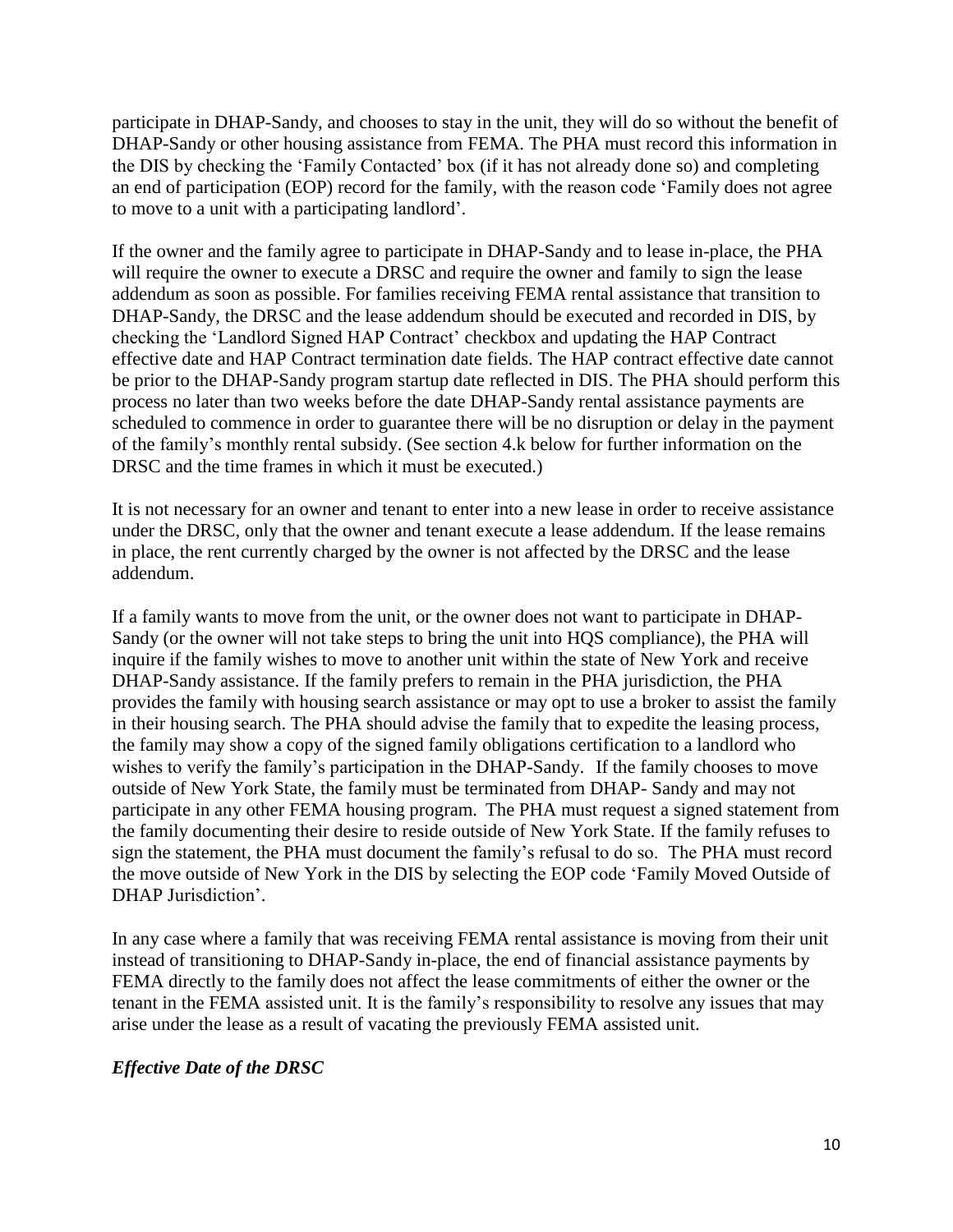participate in DHAP-Sandy, and chooses to stay in the unit, they will do so without the benefit of DHAP-Sandy or other housing assistance from FEMA. The PHA must record this information in the DIS by checking the 'Family Contacted' box (if it has not already done so) and completing an end of participation (EOP) record for the family, with the reason code 'Family does not agree to move to a unit with a participating landlord'.

If the owner and the family agree to participate in DHAP-Sandy and to lease in-place, the PHA will require the owner to execute a DRSC and require the owner and family to sign the lease addendum as soon as possible. For families receiving FEMA rental assistance that transition to DHAP-Sandy, the DRSC and the lease addendum should be executed and recorded in DIS, by checking the 'Landlord Signed HAP Contract' checkbox and updating the HAP Contract effective date and HAP Contract termination date fields. The HAP contract effective date cannot be prior to the DHAP-Sandy program startup date reflected in DIS. The PHA should perform this process no later than two weeks before the date DHAP-Sandy rental assistance payments are scheduled to commence in order to guarantee there will be no disruption or delay in the payment of the family's monthly rental subsidy. (See section 4.k below for further information on the DRSC and the time frames in which it must be executed.)

It is not necessary for an owner and tenant to enter into a new lease in order to receive assistance under the DRSC, only that the owner and tenant execute a lease addendum. If the lease remains in place, the rent currently charged by the owner is not affected by the DRSC and the lease addendum.

If a family wants to move from the unit, or the owner does not want to participate in DHAP-Sandy (or the owner will not take steps to bring the unit into HQS compliance), the PHA will inquire if the family wishes to move to another unit within the state of New York and receive DHAP-Sandy assistance. If the family prefers to remain in the PHA jurisdiction, the PHA provides the family with housing search assistance or may opt to use a broker to assist the family in their housing search. The PHA should advise the family that to expedite the leasing process, the family may show a copy of the signed family obligations certification to a landlord who wishes to verify the family's participation in the DHAP-Sandy. If the family chooses to move outside of New York State, the family must be terminated from DHAP- Sandy and may not participate in any other FEMA housing program. The PHA must request a signed statement from the family documenting their desire to reside outside of New York State. If the family refuses to sign the statement, the PHA must document the family's refusal to do so. The PHA must record the move outside of New York in the DIS by selecting the EOP code 'Family Moved Outside of DHAP Jurisdiction'.

In any case where a family that was receiving FEMA rental assistance is moving from their unit instead of transitioning to DHAP-Sandy in-place, the end of financial assistance payments by FEMA directly to the family does not affect the lease commitments of either the owner or the tenant in the FEMA assisted unit. It is the family's responsibility to resolve any issues that may arise under the lease as a result of vacating the previously FEMA assisted unit.

***Effective Date of the DRSC***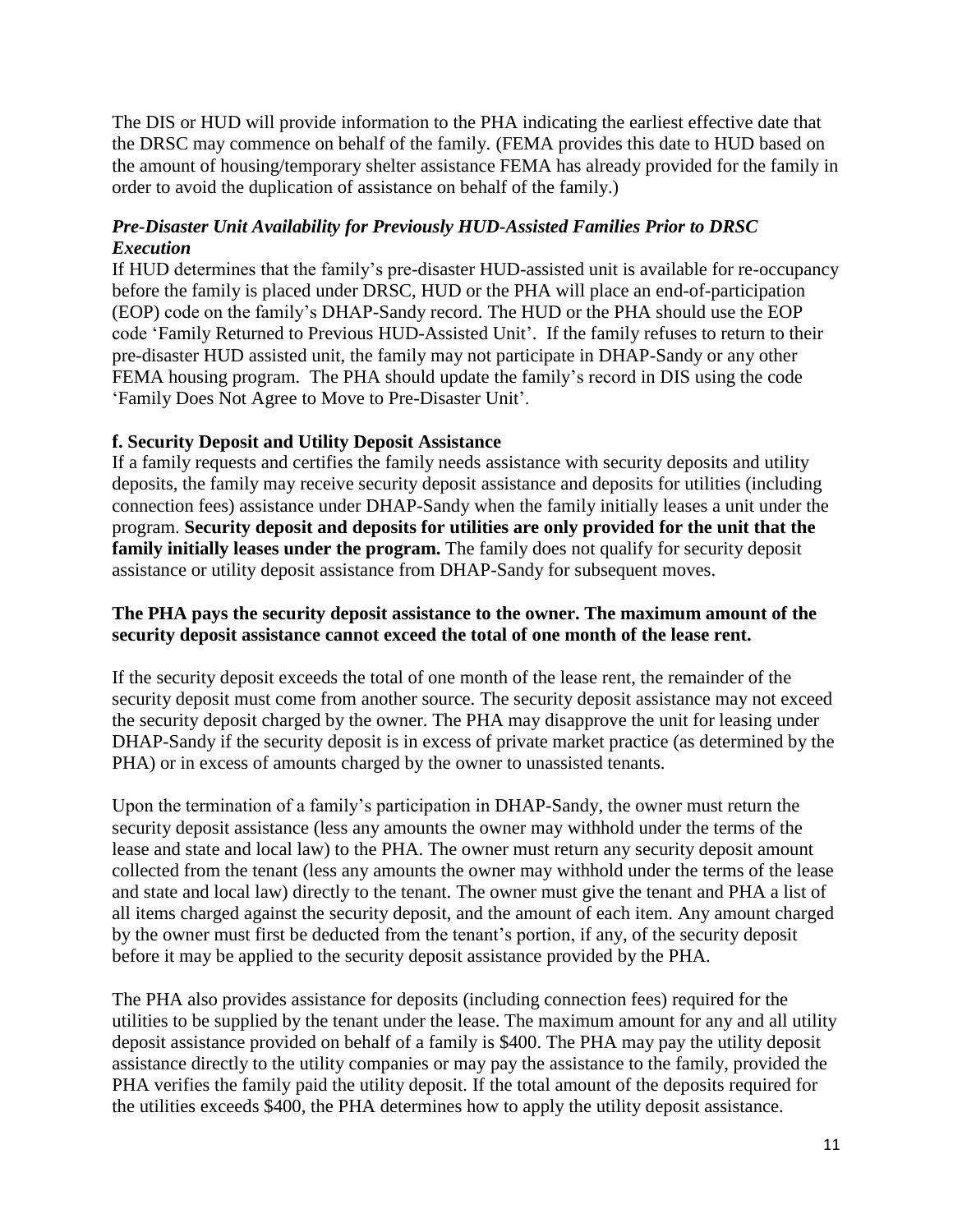The DIS or HUD will provide information to the PHA indicating the earliest effective date that the DRSC may commence on behalf of the family. (FEMA provides this date to HUD based on the amount of housing/temporary shelter assistance FEMA has already provided for the family in order to avoid the duplication of assistance on behalf of the family.)

### *Pre-Disaster Unit Availability for Previously HUD-Assisted Families Prior to DRSC Execution*

If HUD determines that the family's pre-disaster HUD-assisted unit is available for re-occupancy before the family is placed under DRSC, HUD or the PHA will place an end-of-participation (EOP) code on the family's DHAP-Sandy record. The HUD or the PHA should use the EOP code 'Family Returned to Previous HUD-Assisted Unit'. If the family refuses to return to their pre-disaster HUD assisted unit, the family may not participate in DHAP-Sandy or any other FEMA housing program. The PHA should update the family's record in DIS using the code 'Family Does Not Agree to Move to Pre-Disaster Unit'.

### f. Security Deposit and Utility Deposit Assistance

If a family requests and certifies the family needs assistance with security deposits and utility deposits, the family may receive security deposit assistance and deposits for utilities (including connection fees) assistance under DHAP-Sandy when the family initially leases a unit under the program. **Security deposit and deposits for utilities are only provided for the unit that the family initially leases under the program.** The family does not qualify for security deposit assistance or utility deposit assistance from DHAP-Sandy for subsequent moves.

**The PHA pays the security deposit assistance to the owner. The maximum amount of the security deposit assistance cannot exceed the total of one month of the lease rent.**

If the security deposit exceeds the total of one month of the lease rent, the remainder of the security deposit must come from another source. The security deposit assistance may not exceed the security deposit charged by the owner. The PHA may disapprove the unit for leasing under DHAP-Sandy if the security deposit is in excess of private market practice (as determined by the PHA) or in excess of amounts charged by the owner to unassisted tenants.

Upon the termination of a family's participation in DHAP-Sandy, the owner must return the security deposit assistance (less any amounts the owner may withhold under the terms of the lease and state and local law) to the PHA. The owner must return any security deposit amount collected from the tenant (less any amounts the owner may withhold under the terms of the lease and state and local law) directly to the tenant. The owner must give the tenant and PHA a list of all items charged against the security deposit, and the amount of each item. Any amount charged by the owner must first be deducted from the tenant's portion, if any, of the security deposit before it may be applied to the security deposit assistance provided by the PHA.

The PHA also provides assistance for deposits (including connection fees) required for the utilities to be supplied by the tenant under the lease. The maximum amount for any and all utility deposit assistance provided on behalf of a family is $400. The PHA may pay the utility deposit assistance directly to the utility companies or may pay the assistance to the family, provided the PHA verifies the family paid the utility deposit. If the total amount of the deposits required for the utilities exceeds $400, the PHA determines how to apply the utility deposit assistance.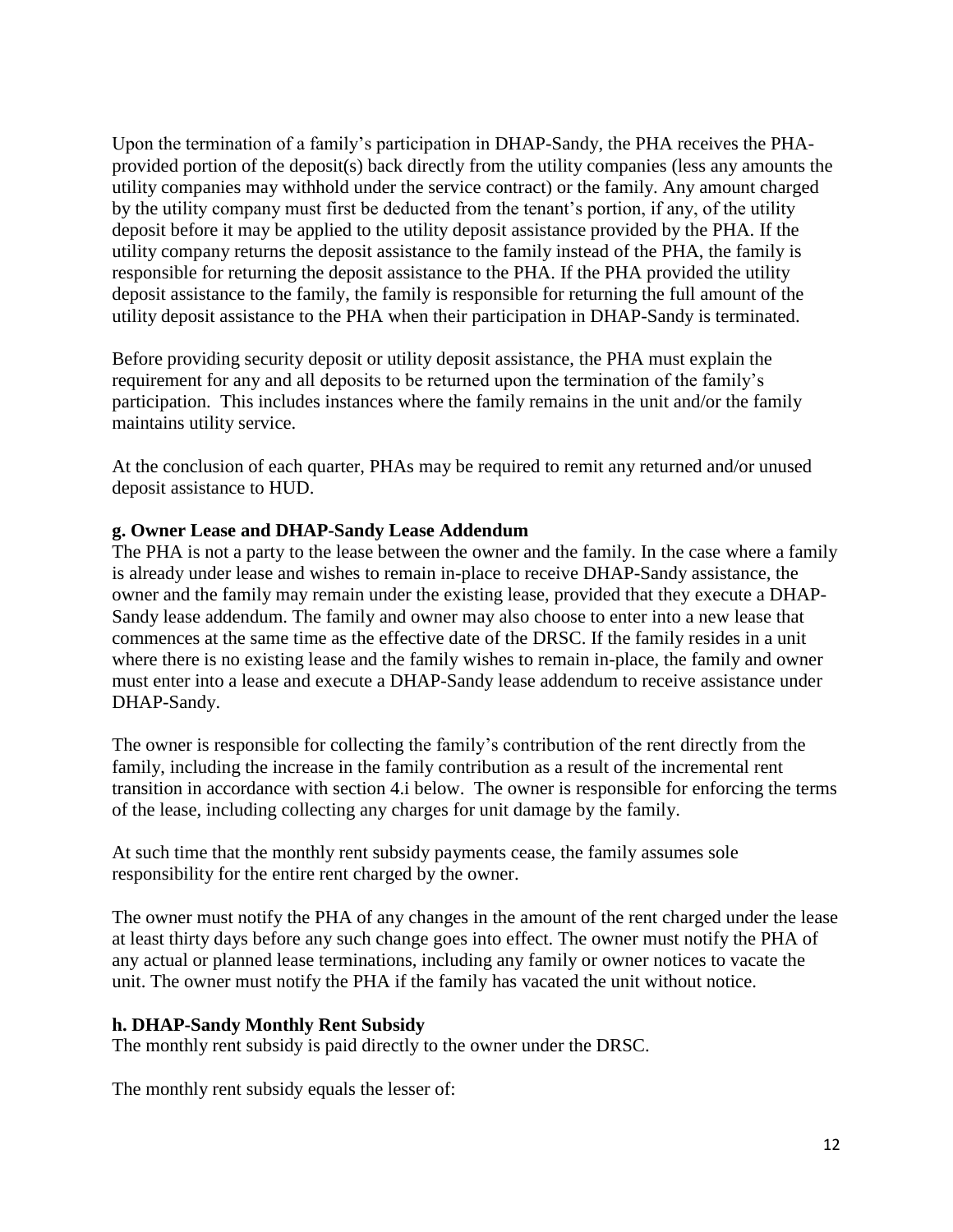Upon the termination of a family's participation in DHAP-Sandy, the PHA receives the PHA-provided portion of the deposit(s) back directly from the utility companies (less any amounts the utility companies may withhold under the service contract) or the family. Any amount charged by the utility company must first be deducted from the tenant's portion, if any, of the utility deposit before it may be applied to the utility deposit assistance provided by the PHA. If the utility company returns the deposit assistance to the family instead of the PHA, the family is responsible for returning the deposit assistance to the PHA. If the PHA provided the utility deposit assistance to the family, the family is responsible for returning the full amount of the utility deposit assistance to the PHA when their participation in DHAP-Sandy is terminated.

Before providing security deposit or utility deposit assistance, the PHA must explain the requirement for any and all deposits to be returned upon the termination of the family's participation. This includes instances where the family remains in the unit and/or the family maintains utility service.

At the conclusion of each quarter, PHAs may be required to remit any returned and/or unused deposit assistance to HUD.

**g. Owner Lease and DHAP-Sandy Lease Addendum**

The PHA is not a party to the lease between the owner and the family. In the case where a family is already under lease and wishes to remain in-place to receive DHAP-Sandy assistance, the owner and the family may remain under the existing lease, provided that they execute a DHAP-Sandy lease addendum. The family and owner may also choose to enter into a new lease that commences at the same time as the effective date of the DRSC. If the family resides in a unit where there is no existing lease and the family wishes to remain in-place, the family and owner must enter into a lease and execute a DHAP-Sandy lease addendum to receive assistance under DHAP-Sandy.

The owner is responsible for collecting the family's contribution of the rent directly from the family, including the increase in the family contribution as a result of the incremental rent transition in accordance with section 4.i below. The owner is responsible for enforcing the terms of the lease, including collecting any charges for unit damage by the family.

At such time that the monthly rent subsidy payments cease, the family assumes sole responsibility for the entire rent charged by the owner.

The owner must notify the PHA of any changes in the amount of the rent charged under the lease at least thirty days before any such change goes into effect. The owner must notify the PHA of any actual or planned lease terminations, including any family or owner notices to vacate the unit. The owner must notify the PHA if the family has vacated the unit without notice.

**h. DHAP-Sandy Monthly Rent Subsidy**

The monthly rent subsidy is paid directly to the owner under the DRSC.

The monthly rent subsidy equals the lesser of: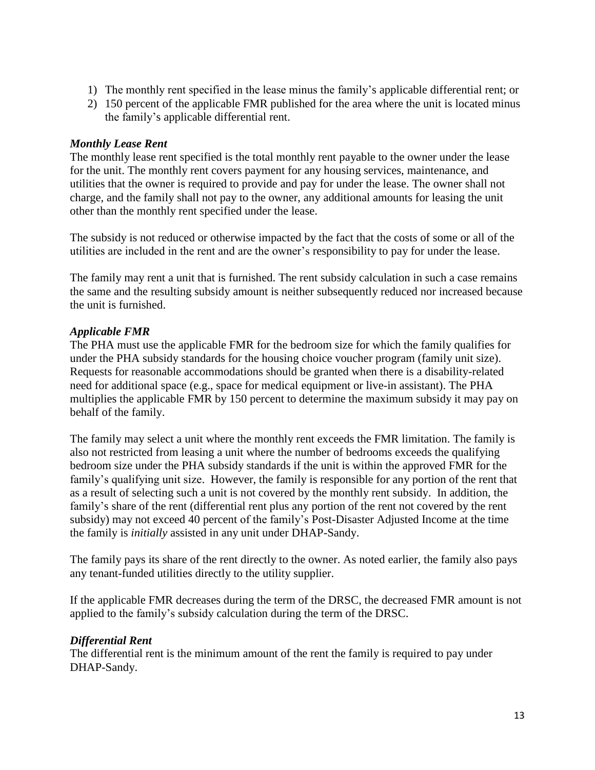1) The monthly rent specified in the lease minus the family's applicable differential rent; or
2) 150 percent of the applicable FMR published for the area where the unit is located minus the family's applicable differential rent.

### *Monthly Lease Rent*

The monthly lease rent specified is the total monthly rent payable to the owner under the lease for the unit. The monthly rent covers payment for any housing services, maintenance, and utilities that the owner is required to provide and pay for under the lease. The owner shall not charge, and the family shall not pay to the owner, any additional amounts for leasing the unit other than the monthly rent specified under the lease.

The subsidy is not reduced or otherwise impacted by the fact that the costs of some or all of the utilities are included in the rent and are the owner's responsibility to pay for under the lease.

The family may rent a unit that is furnished. The rent subsidy calculation in such a case remains the same and the resulting subsidy amount is neither subsequently reduced nor increased because the unit is furnished.

### *Applicable FMR*

The PHA must use the applicable FMR for the bedroom size for which the family qualifies for under the PHA subsidy standards for the housing choice voucher program (family unit size). Requests for reasonable accommodations should be granted when there is a disability-related need for additional space (e.g., space for medical equipment or live-in assistant). The PHA multiplies the applicable FMR by 150 percent to determine the maximum subsidy it may pay on behalf of the family.

The family may select a unit where the monthly rent exceeds the FMR limitation. The family is also not restricted from leasing a unit where the number of bedrooms exceeds the qualifying bedroom size under the PHA subsidy standards if the unit is within the approved FMR for the family's qualifying unit size. However, the family is responsible for any portion of the rent that as a result of selecting such a unit is not covered by the monthly rent subsidy. In addition, the family's share of the rent (differential rent plus any portion of the rent not covered by the rent subsidy) may not exceed 40 percent of the family's Post-Disaster Adjusted Income at the time the family is *initially* assisted in any unit under DHAP-Sandy.

The family pays its share of the rent directly to the owner. As noted earlier, the family also pays any tenant-funded utilities directly to the utility supplier.

If the applicable FMR decreases during the term of the DRSC, the decreased FMR amount is not applied to the family's subsidy calculation during the term of the DRSC.

### *Differential Rent*

The differential rent is the minimum amount of the rent the family is required to pay under DHAP-Sandy.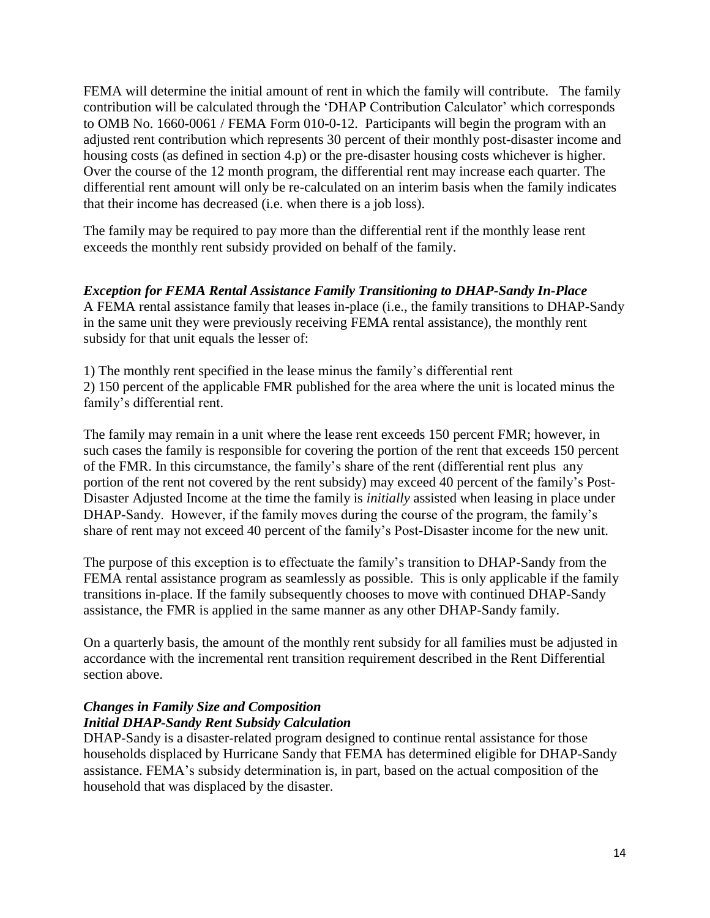FEMA will determine the initial amount of rent in which the family will contribute. The family contribution will be calculated through the 'DHAP Contribution Calculator' which corresponds to OMB No. 1660-0061 / FEMA Form 010-0-12. Participants will begin the program with an adjusted rent contribution which represents 30 percent of their monthly post-disaster income and housing costs (as defined in section 4.p) or the pre-disaster housing costs whichever is higher. Over the course of the 12 month program, the differential rent may increase each quarter. The differential rent amount will only be re-calculated on an interim basis when the family indicates that their income has decreased (i.e. when there is a job loss).

The family may be required to pay more than the differential rent if the monthly lease rent exceeds the monthly rent subsidy provided on behalf of the family.

***Exception for FEMA Rental Assistance Family Transitioning to DHAP-Sandy In-Place***

A FEMA rental assistance family that leases in-place (i.e., the family transitions to DHAP-Sandy in the same unit they were previously receiving FEMA rental assistance), the monthly rent subsidy for that unit equals the lesser of:

1) The monthly rent specified in the lease minus the family's differential rent
2) 150 percent of the applicable FMR published for the area where the unit is located minus the family's differential rent.

The family may remain in a unit where the lease rent exceeds 150 percent FMR; however, in such cases the family is responsible for covering the portion of the rent that exceeds 150 percent of the FMR. In this circumstance, the family's share of the rent (differential rent plus any portion of the rent not covered by the rent subsidy) may exceed 40 percent of the family's Post-Disaster Adjusted Income at the time the family is *initially* assisted when leasing in place under DHAP-Sandy. However, if the family moves during the course of the program, the family's share of rent may not exceed 40 percent of the family's Post-Disaster income for the new unit.

The purpose of this exception is to effectuate the family's transition to DHAP-Sandy from the FEMA rental assistance program as seamlessly as possible. This is only applicable if the family transitions in-place. If the family subsequently chooses to move with continued DHAP-Sandy assistance, the FMR is applied in the same manner as any other DHAP-Sandy family.

On a quarterly basis, the amount of the monthly rent subsidy for all families must be adjusted in accordance with the incremental rent transition requirement described in the Rent Differential section above.

***Changes in Family Size and Composition***

***Initial DHAP-Sandy Rent Subsidy Calculation***

DHAP-Sandy is a disaster-related program designed to continue rental assistance for those households displaced by Hurricane Sandy that FEMA has determined eligible for DHAP-Sandy assistance. FEMA's subsidy determination is, in part, based on the actual composition of the household that was displaced by the disaster.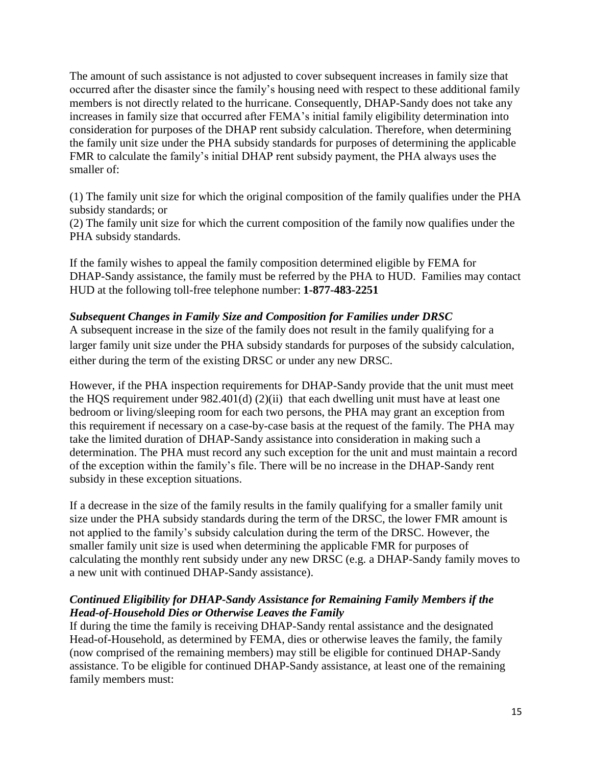The amount of such assistance is not adjusted to cover subsequent increases in family size that occurred after the disaster since the family's housing need with respect to these additional family members is not directly related to the hurricane. Consequently, DHAP-Sandy does not take any increases in family size that occurred after FEMA's initial family eligibility determination into consideration for purposes of the DHAP rent subsidy calculation. Therefore, when determining the family unit size under the PHA subsidy standards for purposes of determining the applicable FMR to calculate the family's initial DHAP rent subsidy payment, the PHA always uses the smaller of:

(1) The family unit size for which the original composition of the family qualifies under the PHA subsidy standards; or
(2) The family unit size for which the current composition of the family now qualifies under the PHA subsidy standards.

If the family wishes to appeal the family composition determined eligible by FEMA for DHAP-Sandy assistance, the family must be referred by the PHA to HUD. Families may contact HUD at the following toll-free telephone number: **1-877-483-2251**

***Subsequent Changes in Family Size and Composition for Families under DRSC***

A subsequent increase in the size of the family does not result in the family qualifying for a larger family unit size under the PHA subsidy standards for purposes of the subsidy calculation, either during the term of the existing DRSC or under any new DRSC.

However, if the PHA inspection requirements for DHAP-Sandy provide that the unit must meet the HQS requirement under 982.401(d) (2)(ii) that each dwelling unit must have at least one bedroom or living/sleeping room for each two persons, the PHA may grant an exception from this requirement if necessary on a case-by-case basis at the request of the family. The PHA may take the limited duration of DHAP-Sandy assistance into consideration in making such a determination. The PHA must record any such exception for the unit and must maintain a record of the exception within the family's file. There will be no increase in the DHAP-Sandy rent subsidy in these exception situations.

If a decrease in the size of the family results in the family qualifying for a smaller family unit size under the PHA subsidy standards during the term of the DRSC, the lower FMR amount is not applied to the family's subsidy calculation during the term of the DRSC. However, the smaller family unit size is used when determining the applicable FMR for purposes of calculating the monthly rent subsidy under any new DRSC (e.g. a DHAP-Sandy family moves to a new unit with continued DHAP-Sandy assistance).

***Continued Eligibility for DHAP-Sandy Assistance for Remaining Family Members if the Head-of-Household Dies or Otherwise Leaves the Family***

If during the time the family is receiving DHAP-Sandy rental assistance and the designated Head-of-Household, as determined by FEMA, dies or otherwise leaves the family, the family (now comprised of the remaining members) may still be eligible for continued DHAP-Sandy assistance. To be eligible for continued DHAP-Sandy assistance, at least one of the remaining family members must: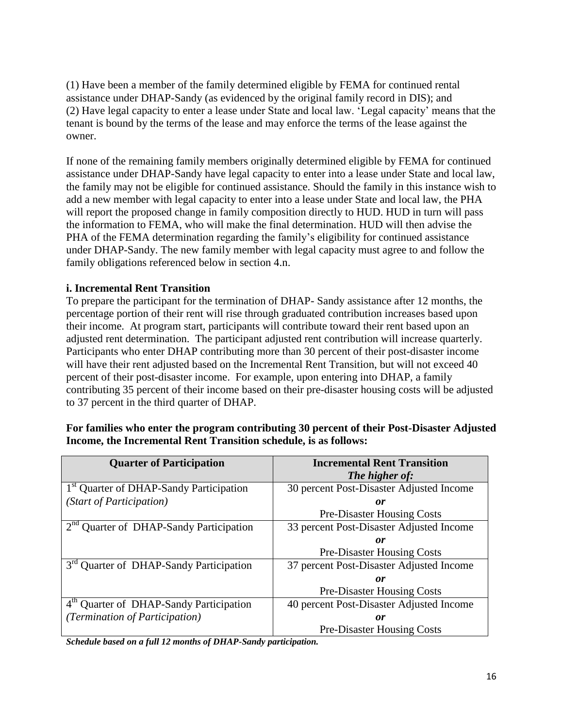(1) Have been a member of the family determined eligible by FEMA for continued rental assistance under DHAP-Sandy (as evidenced by the original family record in DIS); and
(2) Have legal capacity to enter a lease under State and local law. 'Legal capacity' means that the tenant is bound by the terms of the lease and may enforce the terms of the lease against the owner.

If none of the remaining family members originally determined eligible by FEMA for continued assistance under DHAP-Sandy have legal capacity to enter into a lease under State and local law, the family may not be eligible for continued assistance. Should the family in this instance wish to add a new member with legal capacity to enter into a lease under State and local law, the PHA will report the proposed change in family composition directly to HUD. HUD in turn will pass the information to FEMA, who will make the final determination. HUD will then advise the PHA of the FEMA determination regarding the family's eligibility for continued assistance under DHAP-Sandy. The new family member with legal capacity must agree to and follow the family obligations referenced below in section 4.n.

**i. Incremental Rent Transition**

To prepare the participant for the termination of DHAP- Sandy assistance after 12 months, the percentage portion of their rent will rise through graduated contribution increases based upon their income. At program start, participants will contribute toward their rent based upon an adjusted rent determination. The participant adjusted rent contribution will increase quarterly. Participants who enter DHAP contributing more than 30 percent of their post-disaster income will have their rent adjusted based on the Incremental Rent Transition, but will not exceed 40 percent of their post-disaster income. For example, upon entering into DHAP, a family contributing 35 percent of their income based on their pre-disaster housing costs will be adjusted to 37 percent in the third quarter of DHAP.

**For families who enter the program contributing 30 percent of their Post-Disaster Adjusted Income, the Incremental Rent Transition schedule, is as follows:**

| Quarter of Participation | Incremental Rent Transition ***The higher of:*** |
|---|---|
| 1st Quarter of DHAP-Sandy Participation *(Start of Participation)* | 30 percent Post-Disaster Adjusted Income ***or*** Pre-Disaster Housing Costs |
| 2nd Quarter of DHAP-Sandy Participation | 33 percent Post-Disaster Adjusted Income ***or*** Pre-Disaster Housing Costs |
| 3rd Quarter of DHAP-Sandy Participation | 37 percent Post-Disaster Adjusted Income ***or*** Pre-Disaster Housing Costs |
| 4th Quarter of DHAP-Sandy Participation *(Termination of Participation)* | 40 percent Post-Disaster Adjusted Income ***or*** Pre-Disaster Housing Costs |

***Schedule based on a full 12 months of DHAP-Sandy participation.***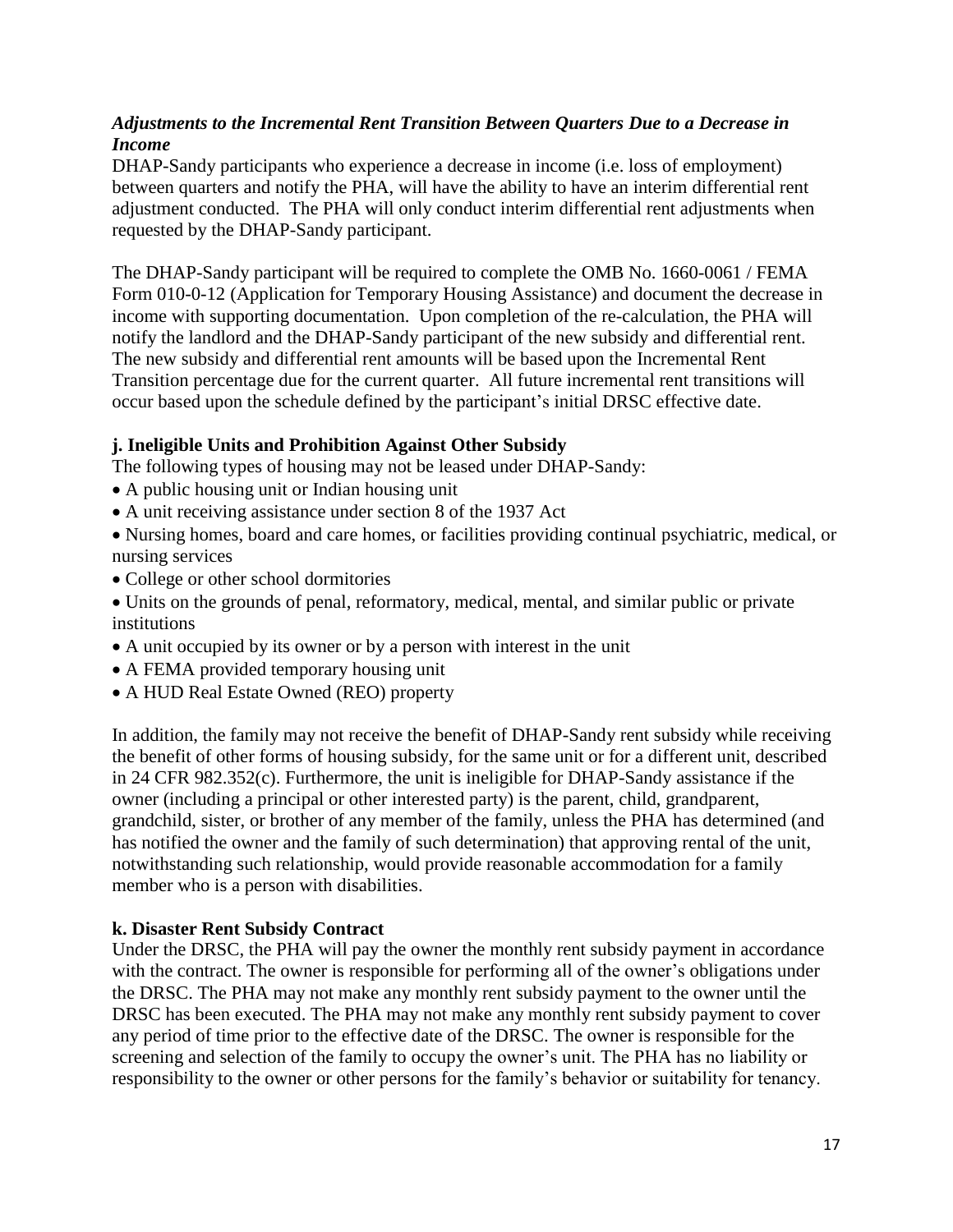***Adjustments to the Incremental Rent Transition Between Quarters Due to a Decrease in Income***

DHAP-Sandy participants who experience a decrease in income (i.e. loss of employment) between quarters and notify the PHA, will have the ability to have an interim differential rent adjustment conducted. The PHA will only conduct interim differential rent adjustments when requested by the DHAP-Sandy participant.

The DHAP-Sandy participant will be required to complete the OMB No. 1660-0061 / FEMA Form 010-0-12 (Application for Temporary Housing Assistance) and document the decrease in income with supporting documentation. Upon completion of the re-calculation, the PHA will notify the landlord and the DHAP-Sandy participant of the new subsidy and differential rent. The new subsidy and differential rent amounts will be based upon the Incremental Rent Transition percentage due for the current quarter. All future incremental rent transitions will occur based upon the schedule defined by the participant's initial DRSC effective date.

**j. Ineligible Units and Prohibition Against Other Subsidy**

The following types of housing may not be leased under DHAP-Sandy:

- A public housing unit or Indian housing unit
- A unit receiving assistance under section 8 of the 1937 Act
- Nursing homes, board and care homes, or facilities providing continual psychiatric, medical, or nursing services
- College or other school dormitories
- Units on the grounds of penal, reformatory, medical, mental, and similar public or private institutions
- A unit occupied by its owner or by a person with interest in the unit
- A FEMA provided temporary housing unit
- A HUD Real Estate Owned (REO) property

In addition, the family may not receive the benefit of DHAP-Sandy rent subsidy while receiving the benefit of other forms of housing subsidy, for the same unit or for a different unit, described in 24 CFR 982.352(c). Furthermore, the unit is ineligible for DHAP-Sandy assistance if the owner (including a principal or other interested party) is the parent, child, grandparent, grandchild, sister, or brother of any member of the family, unless the PHA has determined (and has notified the owner and the family of such determination) that approving rental of the unit, notwithstanding such relationship, would provide reasonable accommodation for a family member who is a person with disabilities.

**k. Disaster Rent Subsidy Contract**

Under the DRSC, the PHA will pay the owner the monthly rent subsidy payment in accordance with the contract. The owner is responsible for performing all of the owner's obligations under the DRSC. The PHA may not make any monthly rent subsidy payment to the owner until the DRSC has been executed. The PHA may not make any monthly rent subsidy payment to cover any period of time prior to the effective date of the DRSC. The owner is responsible for the screening and selection of the family to occupy the owner's unit. The PHA has no liability or responsibility to the owner or other persons for the family's behavior or suitability for tenancy.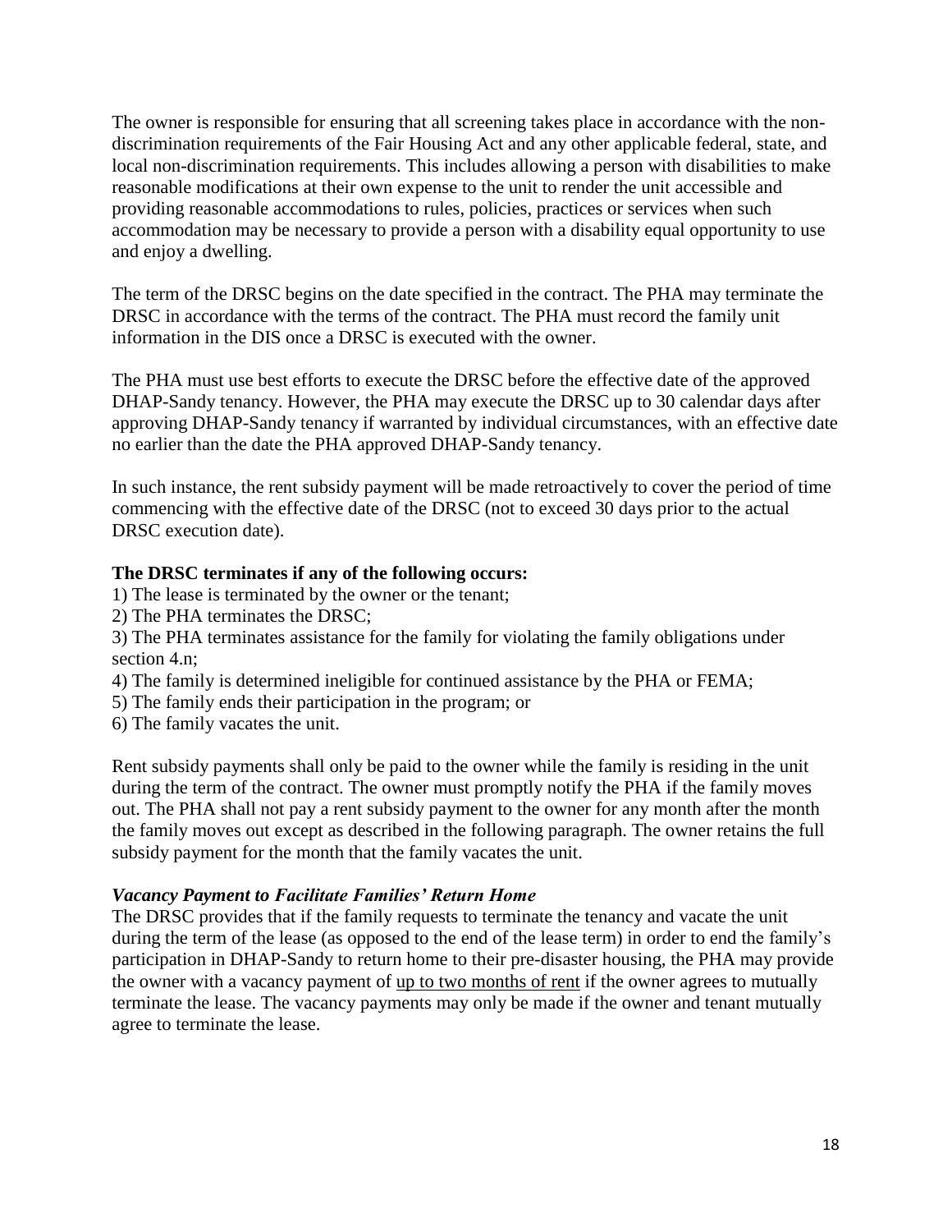The owner is responsible for ensuring that all screening takes place in accordance with the non-discrimination requirements of the Fair Housing Act and any other applicable federal, state, and local non-discrimination requirements. This includes allowing a person with disabilities to make reasonable modifications at their own expense to the unit to render the unit accessible and providing reasonable accommodations to rules, policies, practices or services when such accommodation may be necessary to provide a person with a disability equal opportunity to use and enjoy a dwelling.

The term of the DRSC begins on the date specified in the contract. The PHA may terminate the DRSC in accordance with the terms of the contract. The PHA must record the family unit information in the DIS once a DRSC is executed with the owner.

The PHA must use best efforts to execute the DRSC before the effective date of the approved DHAP-Sandy tenancy. However, the PHA may execute the DRSC up to 30 calendar days after approving DHAP-Sandy tenancy if warranted by individual circumstances, with an effective date no earlier than the date the PHA approved DHAP-Sandy tenancy.

In such instance, the rent subsidy payment will be made retroactively to cover the period of time commencing with the effective date of the DRSC (not to exceed 30 days prior to the actual DRSC execution date).

**The DRSC terminates if any of the following occurs:**

1) The lease is terminated by the owner or the tenant;
2) The PHA terminates the DRSC;
3) The PHA terminates assistance for the family for violating the family obligations under section 4.n;
4) The family is determined ineligible for continued assistance by the PHA or FEMA;
5) The family ends their participation in the program; or
6) The family vacates the unit.

Rent subsidy payments shall only be paid to the owner while the family is residing in the unit during the term of the contract. The owner must promptly notify the PHA if the family moves out. The PHA shall not pay a rent subsidy payment to the owner for any month after the month the family moves out except as described in the following paragraph. The owner retains the full subsidy payment for the month that the family vacates the unit.

***Vacancy Payment to Facilitate Families' Return Home***

The DRSC provides that if the family requests to terminate the tenancy and vacate the unit during the term of the lease (as opposed to the end of the lease term) in order to end the family's participation in DHAP-Sandy to return home to their pre-disaster housing, the PHA may provide the owner with a vacancy payment of up to two months of rent if the owner agrees to mutually terminate the lease. The vacancy payments may only be made if the owner and tenant mutually agree to terminate the lease.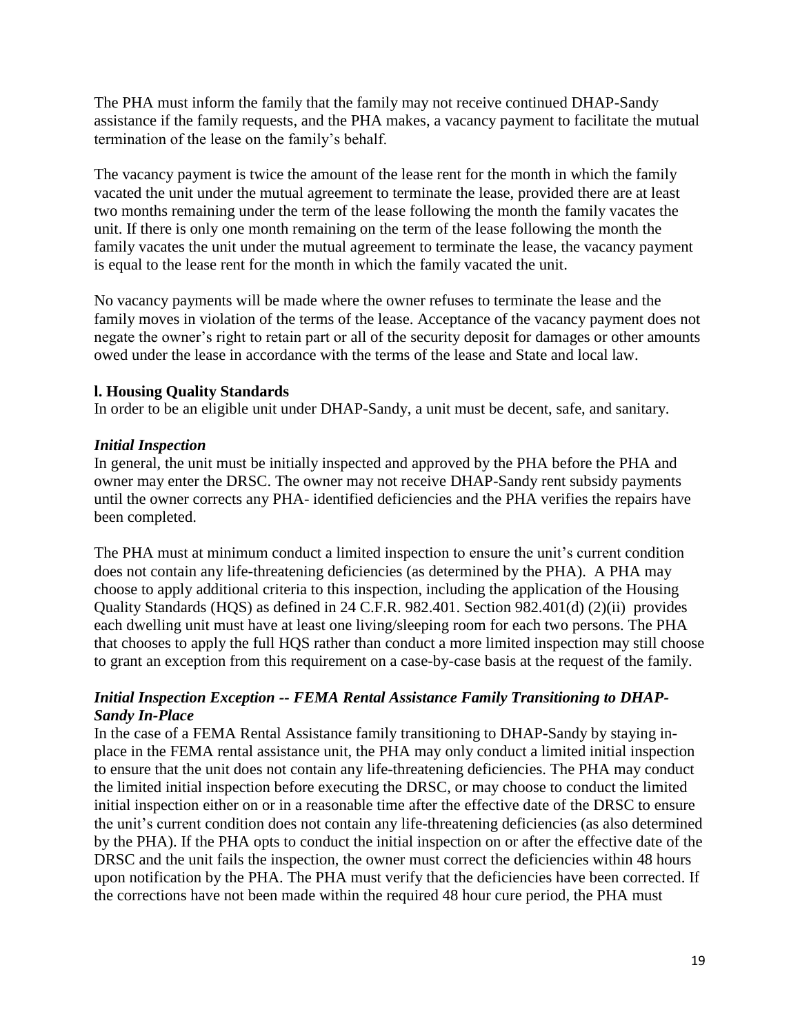The PHA must inform the family that the family may not receive continued DHAP-Sandy assistance if the family requests, and the PHA makes, a vacancy payment to facilitate the mutual termination of the lease on the family's behalf.

The vacancy payment is twice the amount of the lease rent for the month in which the family vacated the unit under the mutual agreement to terminate the lease, provided there are at least two months remaining under the term of the lease following the month the family vacates the unit. If there is only one month remaining on the term of the lease following the month the family vacates the unit under the mutual agreement to terminate the lease, the vacancy payment is equal to the lease rent for the month in which the family vacated the unit.

No vacancy payments will be made where the owner refuses to terminate the lease and the family moves in violation of the terms of the lease. Acceptance of the vacancy payment does not negate the owner's right to retain part or all of the security deposit for damages or other amounts owed under the lease in accordance with the terms of the lease and State and local law.

### l. Housing Quality Standards

In order to be an eligible unit under DHAP-Sandy, a unit must be decent, safe, and sanitary.

***Initial Inspection***

In general, the unit must be initially inspected and approved by the PHA before the PHA and owner may enter the DRSC. The owner may not receive DHAP-Sandy rent subsidy payments until the owner corrects any PHA- identified deficiencies and the PHA verifies the repairs have been completed.

The PHA must at minimum conduct a limited inspection to ensure the unit's current condition does not contain any life-threatening deficiencies (as determined by the PHA). A PHA may choose to apply additional criteria to this inspection, including the application of the Housing Quality Standards (HQS) as defined in 24 C.F.R. 982.401. Section 982.401(d) (2)(ii) provides each dwelling unit must have at least one living/sleeping room for each two persons. The PHA that chooses to apply the full HQS rather than conduct a more limited inspection may still choose to grant an exception from this requirement on a case-by-case basis at the request of the family.

***Initial Inspection Exception -- FEMA Rental Assistance Family Transitioning to DHAP-Sandy In-Place***

In the case of a FEMA Rental Assistance family transitioning to DHAP-Sandy by staying in-place in the FEMA rental assistance unit, the PHA may only conduct a limited initial inspection to ensure that the unit does not contain any life-threatening deficiencies. The PHA may conduct the limited initial inspection before executing the DRSC, or may choose to conduct the limited initial inspection either on or in a reasonable time after the effective date of the DRSC to ensure the unit's current condition does not contain any life-threatening deficiencies (as also determined by the PHA). If the PHA opts to conduct the initial inspection on or after the effective date of the DRSC and the unit fails the inspection, the owner must correct the deficiencies within 48 hours upon notification by the PHA. The PHA must verify that the deficiencies have been corrected. If the corrections have not been made within the required 48 hour cure period, the PHA must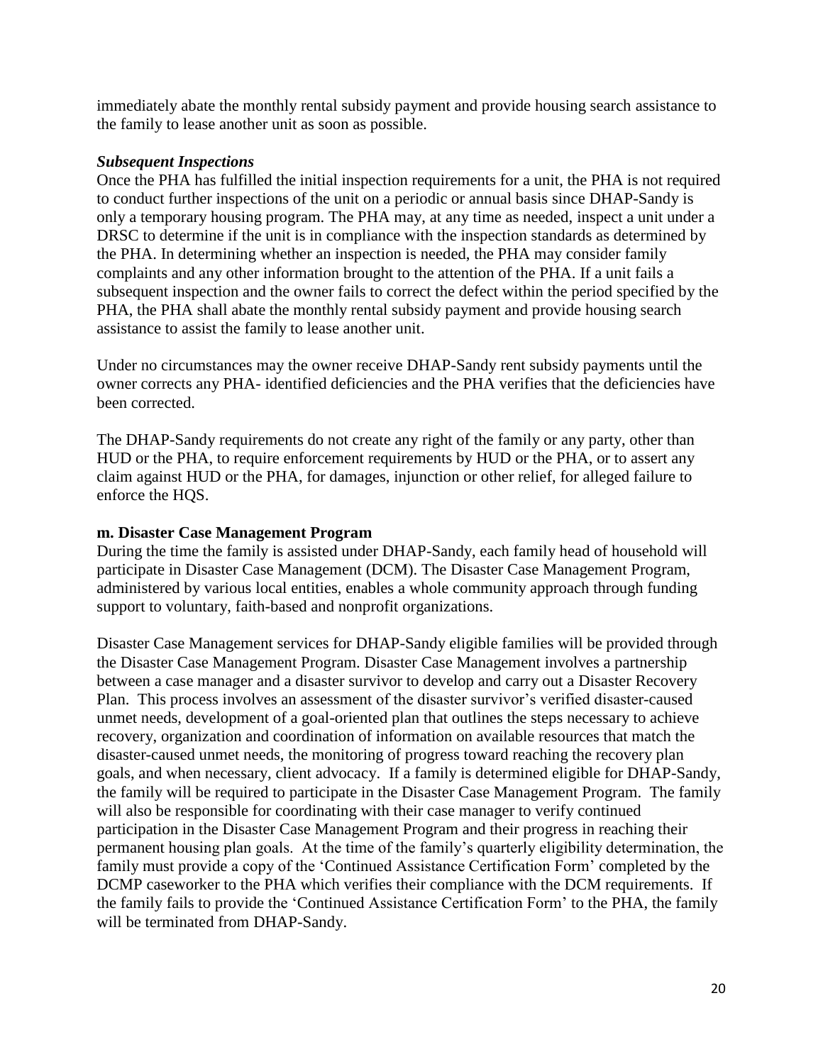immediately abate the monthly rental subsidy payment and provide housing search assistance to the family to lease another unit as soon as possible.

***Subsequent Inspections***

Once the PHA has fulfilled the initial inspection requirements for a unit, the PHA is not required to conduct further inspections of the unit on a periodic or annual basis since DHAP-Sandy is only a temporary housing program. The PHA may, at any time as needed, inspect a unit under a DRSC to determine if the unit is in compliance with the inspection standards as determined by the PHA. In determining whether an inspection is needed, the PHA may consider family complaints and any other information brought to the attention of the PHA. If a unit fails a subsequent inspection and the owner fails to correct the defect within the period specified by the PHA, the PHA shall abate the monthly rental subsidy payment and provide housing search assistance to assist the family to lease another unit.

Under no circumstances may the owner receive DHAP-Sandy rent subsidy payments until the owner corrects any PHA- identified deficiencies and the PHA verifies that the deficiencies have been corrected.

The DHAP-Sandy requirements do not create any right of the family or any party, other than HUD or the PHA, to require enforcement requirements by HUD or the PHA, or to assert any claim against HUD or the PHA, for damages, injunction or other relief, for alleged failure to enforce the HQS.

**m. Disaster Case Management Program**

During the time the family is assisted under DHAP-Sandy, each family head of household will participate in Disaster Case Management (DCM). The Disaster Case Management Program, administered by various local entities, enables a whole community approach through funding support to voluntary, faith-based and nonprofit organizations.

Disaster Case Management services for DHAP-Sandy eligible families will be provided through the Disaster Case Management Program. Disaster Case Management involves a partnership between a case manager and a disaster survivor to develop and carry out a Disaster Recovery Plan. This process involves an assessment of the disaster survivor's verified disaster-caused unmet needs, development of a goal-oriented plan that outlines the steps necessary to achieve recovery, organization and coordination of information on available resources that match the disaster-caused unmet needs, the monitoring of progress toward reaching the recovery plan goals, and when necessary, client advocacy. If a family is determined eligible for DHAP-Sandy, the family will be required to participate in the Disaster Case Management Program. The family will also be responsible for coordinating with their case manager to verify continued participation in the Disaster Case Management Program and their progress in reaching their permanent housing plan goals. At the time of the family's quarterly eligibility determination, the family must provide a copy of the 'Continued Assistance Certification Form' completed by the DCMP caseworker to the PHA which verifies their compliance with the DCM requirements. If the family fails to provide the 'Continued Assistance Certification Form' to the PHA, the family will be terminated from DHAP-Sandy.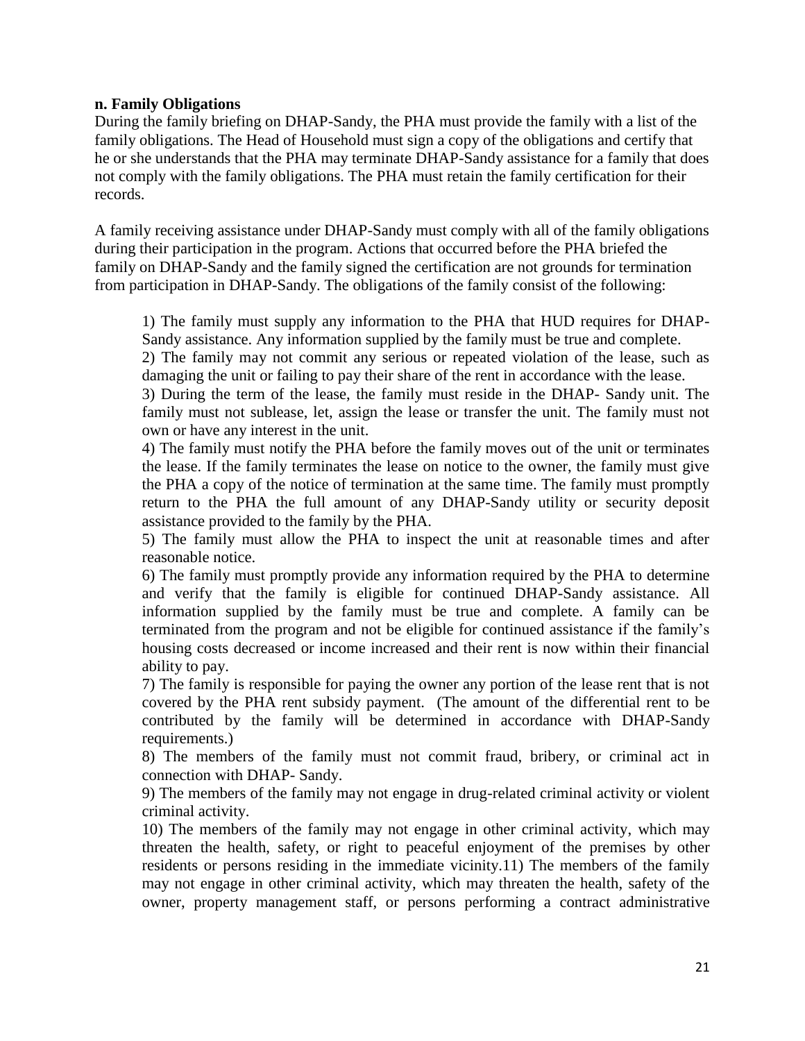**n. Family Obligations**

During the family briefing on DHAP-Sandy, the PHA must provide the family with a list of the family obligations. The Head of Household must sign a copy of the obligations and certify that he or she understands that the PHA may terminate DHAP-Sandy assistance for a family that does not comply with the family obligations. The PHA must retain the family certification for their records.

A family receiving assistance under DHAP-Sandy must comply with all of the family obligations during their participation in the program. Actions that occurred before the PHA briefed the family on DHAP-Sandy and the family signed the certification are not grounds for termination from participation in DHAP-Sandy. The obligations of the family consist of the following:

1) The family must supply any information to the PHA that HUD requires for DHAP-Sandy assistance. Any information supplied by the family must be true and complete.

2) The family may not commit any serious or repeated violation of the lease, such as damaging the unit or failing to pay their share of the rent in accordance with the lease.

3) During the term of the lease, the family must reside in the DHAP- Sandy unit. The family must not sublease, let, assign the lease or transfer the unit. The family must not own or have any interest in the unit.

4) The family must notify the PHA before the family moves out of the unit or terminates the lease. If the family terminates the lease on notice to the owner, the family must give the PHA a copy of the notice of termination at the same time. The family must promptly return to the PHA the full amount of any DHAP-Sandy utility or security deposit assistance provided to the family by the PHA.

5) The family must allow the PHA to inspect the unit at reasonable times and after reasonable notice.

6) The family must promptly provide any information required by the PHA to determine and verify that the family is eligible for continued DHAP-Sandy assistance. All information supplied by the family must be true and complete. A family can be terminated from the program and not be eligible for continued assistance if the family's housing costs decreased or income increased and their rent is now within their financial ability to pay.

7) The family is responsible for paying the owner any portion of the lease rent that is not covered by the PHA rent subsidy payment. (The amount of the differential rent to be contributed by the family will be determined in accordance with DHAP-Sandy requirements.)

8) The members of the family must not commit fraud, bribery, or criminal act in connection with DHAP- Sandy.

9) The members of the family may not engage in drug-related criminal activity or violent criminal activity.

10) The members of the family may not engage in other criminal activity, which may threaten the health, safety, or right to peaceful enjoyment of the premises by other residents or persons residing in the immediate vicinity.

11) The members of the family may not engage in other criminal activity, which may threaten the health, safety of the owner, property management staff, or persons performing a contract administrative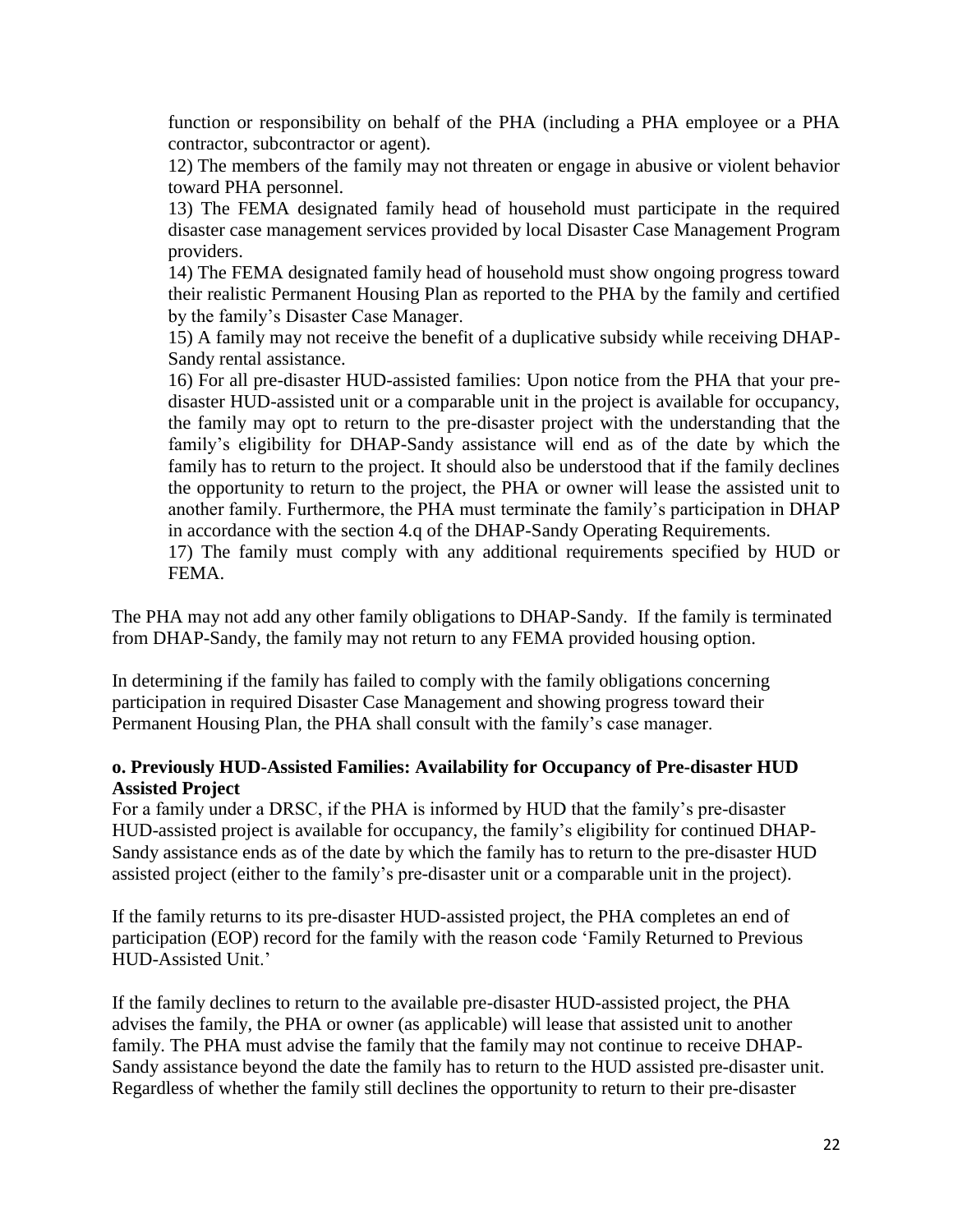function or responsibility on behalf of the PHA (including a PHA employee or a PHA contractor, subcontractor or agent).

12) The members of the family may not threaten or engage in abusive or violent behavior toward PHA personnel.

13) The FEMA designated family head of household must participate in the required disaster case management services provided by local Disaster Case Management Program providers.

14) The FEMA designated family head of household must show ongoing progress toward their realistic Permanent Housing Plan as reported to the PHA by the family and certified by the family's Disaster Case Manager.

15) A family may not receive the benefit of a duplicative subsidy while receiving DHAP-Sandy rental assistance.

16) For all pre-disaster HUD-assisted families: Upon notice from the PHA that your pre-disaster HUD-assisted unit or a comparable unit in the project is available for occupancy, the family may opt to return to the pre-disaster project with the understanding that the family's eligibility for DHAP-Sandy assistance will end as of the date by which the family has to return to the project. It should also be understood that if the family declines the opportunity to return to the project, the PHA or owner will lease the assisted unit to another family. Furthermore, the PHA must terminate the family's participation in DHAP in accordance with the section 4.q of the DHAP-Sandy Operating Requirements.

17) The family must comply with any additional requirements specified by HUD or FEMA.

The PHA may not add any other family obligations to DHAP-Sandy. If the family is terminated from DHAP-Sandy, the family may not return to any FEMA provided housing option.

In determining if the family has failed to comply with the family obligations concerning participation in required Disaster Case Management and showing progress toward their Permanent Housing Plan, the PHA shall consult with the family's case manager.

**o. Previously HUD-Assisted Families: Availability for Occupancy of Pre-disaster HUD Assisted Project**

For a family under a DRSC, if the PHA is informed by HUD that the family's pre-disaster HUD-assisted project is available for occupancy, the family's eligibility for continued DHAP-Sandy assistance ends as of the date by which the family has to return to the pre-disaster HUD assisted project (either to the family's pre-disaster unit or a comparable unit in the project).

If the family returns to its pre-disaster HUD-assisted project, the PHA completes an end of participation (EOP) record for the family with the reason code 'Family Returned to Previous HUD-Assisted Unit.'

If the family declines to return to the available pre-disaster HUD-assisted project, the PHA advises the family, the PHA or owner (as applicable) will lease that assisted unit to another family. The PHA must advise the family that the family may not continue to receive DHAP-Sandy assistance beyond the date the family has to return to the HUD assisted pre-disaster unit. Regardless of whether the family still declines the opportunity to return to their pre-disaster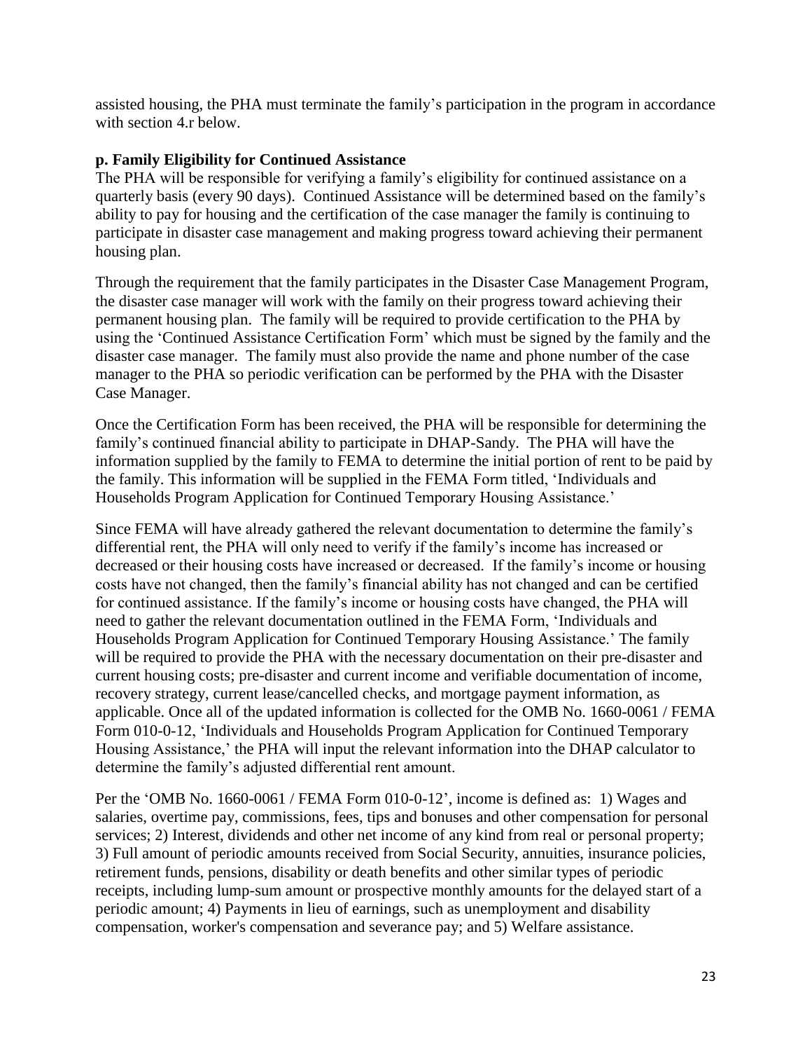assisted housing, the PHA must terminate the family's participation in the program in accordance with section 4.r below.

**p. Family Eligibility for Continued Assistance**

The PHA will be responsible for verifying a family's eligibility for continued assistance on a quarterly basis (every 90 days). Continued Assistance will be determined based on the family's ability to pay for housing and the certification of the case manager the family is continuing to participate in disaster case management and making progress toward achieving their permanent housing plan.

Through the requirement that the family participates in the Disaster Case Management Program, the disaster case manager will work with the family on their progress toward achieving their permanent housing plan. The family will be required to provide certification to the PHA by using the 'Continued Assistance Certification Form' which must be signed by the family and the disaster case manager. The family must also provide the name and phone number of the case manager to the PHA so periodic verification can be performed by the PHA with the Disaster Case Manager.

Once the Certification Form has been received, the PHA will be responsible for determining the family's continued financial ability to participate in DHAP-Sandy. The PHA will have the information supplied by the family to FEMA to determine the initial portion of rent to be paid by the family. This information will be supplied in the FEMA Form titled, 'Individuals and Households Program Application for Continued Temporary Housing Assistance.'

Since FEMA will have already gathered the relevant documentation to determine the family's differential rent, the PHA will only need to verify if the family's income has increased or decreased or their housing costs have increased or decreased. If the family's income or housing costs have not changed, then the family's financial ability has not changed and can be certified for continued assistance. If the family's income or housing costs have changed, the PHA will need to gather the relevant documentation outlined in the FEMA Form, 'Individuals and Households Program Application for Continued Temporary Housing Assistance.' The family will be required to provide the PHA with the necessary documentation on their pre-disaster and current housing costs; pre-disaster and current income and verifiable documentation of income, recovery strategy, current lease/cancelled checks, and mortgage payment information, as applicable. Once all of the updated information is collected for the OMB No. 1660-0061 / FEMA Form 010-0-12, 'Individuals and Households Program Application for Continued Temporary Housing Assistance,' the PHA will input the relevant information into the DHAP calculator to determine the family's adjusted differential rent amount.

Per the 'OMB No. 1660-0061 / FEMA Form 010-0-12', income is defined as: 1) Wages and salaries, overtime pay, commissions, fees, tips and bonuses and other compensation for personal services; 2) Interest, dividends and other net income of any kind from real or personal property; 3) Full amount of periodic amounts received from Social Security, annuities, insurance policies, retirement funds, pensions, disability or death benefits and other similar types of periodic receipts, including lump-sum amount or prospective monthly amounts for the delayed start of a periodic amount; 4) Payments in lieu of earnings, such as unemployment and disability compensation, worker's compensation and severance pay; and 5) Welfare assistance.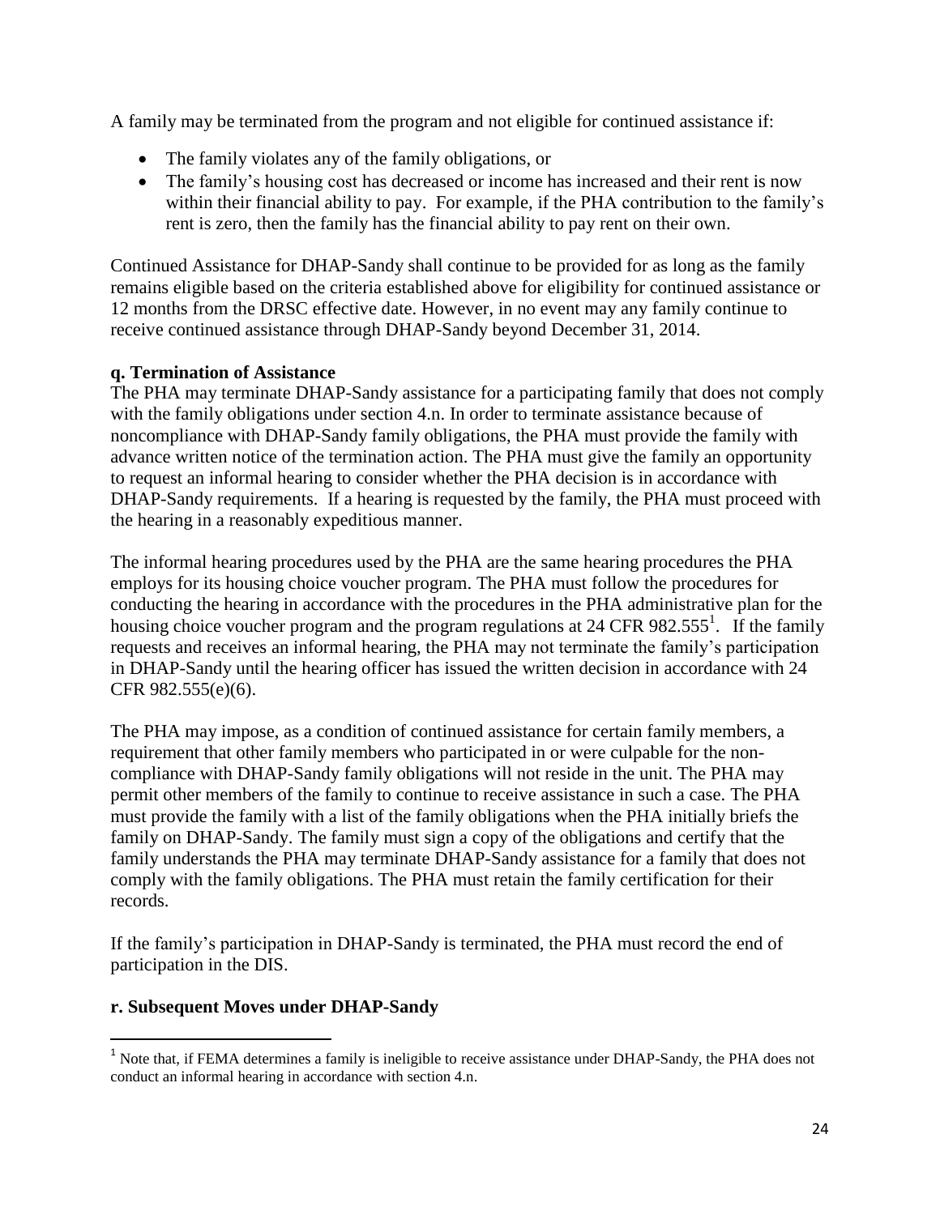A family may be terminated from the program and not eligible for continued assistance if:

- The family violates any of the family obligations, or
- The family's housing cost has decreased or income has increased and their rent is now within their financial ability to pay. For example, if the PHA contribution to the family's rent is zero, then the family has the financial ability to pay rent on their own.

Continued Assistance for DHAP-Sandy shall continue to be provided for as long as the family remains eligible based on the criteria established above for eligibility for continued assistance or 12 months from the DRSC effective date. However, in no event may any family continue to receive continued assistance through DHAP-Sandy beyond December 31, 2014.

**q. Termination of Assistance**

The PHA may terminate DHAP-Sandy assistance for a participating family that does not comply with the family obligations under section 4.n. In order to terminate assistance because of noncompliance with DHAP-Sandy family obligations, the PHA must provide the family with advance written notice of the termination action. The PHA must give the family an opportunity to request an informal hearing to consider whether the PHA decision is in accordance with DHAP-Sandy requirements. If a hearing is requested by the family, the PHA must proceed with the hearing in a reasonably expeditious manner.

The informal hearing procedures used by the PHA are the same hearing procedures the PHA employs for its housing choice voucher program. The PHA must follow the procedures for conducting the hearing in accordance with the procedures in the PHA administrative plan for the housing choice voucher program and the program regulations at 24 CFR 982.555[1]. If the family requests and receives an informal hearing, the PHA may not terminate the family's participation in DHAP-Sandy until the hearing officer has issued the written decision in accordance with 24 CFR 982.555(e)(6).

The PHA may impose, as a condition of continued assistance for certain family members, a requirement that other family members who participated in or were culpable for the non-compliance with DHAP-Sandy family obligations will not reside in the unit. The PHA may permit other members of the family to continue to receive assistance in such a case. The PHA must provide the family with a list of the family obligations when the PHA initially briefs the family on DHAP-Sandy. The family must sign a copy of the obligations and certify that the family understands the PHA may terminate DHAP-Sandy assistance for a family that does not comply with the family obligations. The PHA must retain the family certification for their records.

If the family's participation in DHAP-Sandy is terminated, the PHA must record the end of participation in the DIS.

**r. Subsequent Moves under DHAP-Sandy**

[1] Note that, if FEMA determines a family is ineligible to receive assistance under DHAP-Sandy, the PHA does not conduct an informal hearing in accordance with section 4.n.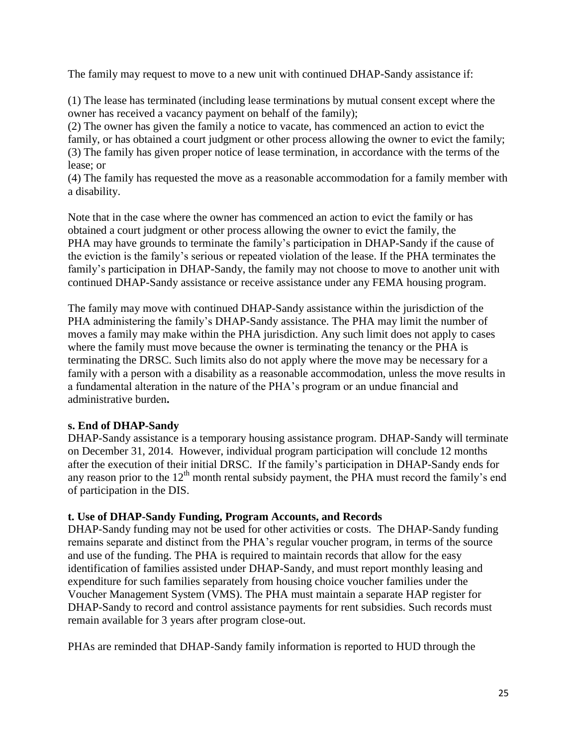The family may request to move to a new unit with continued DHAP-Sandy assistance if:

(1) The lease has terminated (including lease terminations by mutual consent except where the owner has received a vacancy payment on behalf of the family);
(2) The owner has given the family a notice to vacate, has commenced an action to evict the family, or has obtained a court judgment or other process allowing the owner to evict the family;
(3) The family has given proper notice of lease termination, in accordance with the terms of the lease; or
(4) The family has requested the move as a reasonable accommodation for a family member with a disability.

Note that in the case where the owner has commenced an action to evict the family or has obtained a court judgment or other process allowing the owner to evict the family, the PHA may have grounds to terminate the family's participation in DHAP-Sandy if the cause of the eviction is the family's serious or repeated violation of the lease. If the PHA terminates the family's participation in DHAP-Sandy, the family may not choose to move to another unit with continued DHAP-Sandy assistance or receive assistance under any FEMA housing program.

The family may move with continued DHAP-Sandy assistance within the jurisdiction of the PHA administering the family's DHAP-Sandy assistance. The PHA may limit the number of moves a family may make within the PHA jurisdiction. Any such limit does not apply to cases where the family must move because the owner is terminating the tenancy or the PHA is terminating the DRSC. Such limits also do not apply where the move may be necessary for a family with a person with a disability as a reasonable accommodation, unless the move results in a fundamental alteration in the nature of the PHA's program or an undue financial and administrative burden**.**

**s. End of DHAP-Sandy**

DHAP-Sandy assistance is a temporary housing assistance program. DHAP-Sandy will terminate on December 31, 2014. However, individual program participation will conclude 12 months after the execution of their initial DRSC. If the family's participation in DHAP-Sandy ends for any reason prior to the 12th month rental subsidy payment, the PHA must record the family's end of participation in the DIS.

**t. Use of DHAP-Sandy Funding, Program Accounts, and Records**

DHAP-Sandy funding may not be used for other activities or costs. The DHAP-Sandy funding remains separate and distinct from the PHA's regular voucher program, in terms of the source and use of the funding. The PHA is required to maintain records that allow for the easy identification of families assisted under DHAP-Sandy, and must report monthly leasing and expenditure for such families separately from housing choice voucher families under the Voucher Management System (VMS). The PHA must maintain a separate HAP register for DHAP-Sandy to record and control assistance payments for rent subsidies. Such records must remain available for 3 years after program close-out.

PHAs are reminded that DHAP-Sandy family information is reported to HUD through the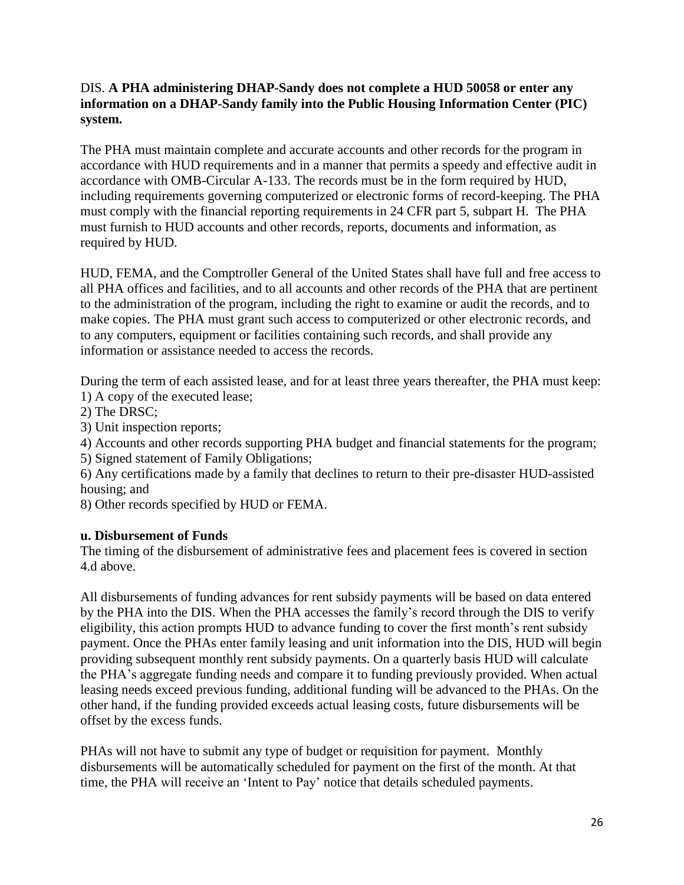DIS. **A PHA administering DHAP-Sandy does not complete a HUD 50058 or enter any information on a DHAP-Sandy family into the Public Housing Information Center (PIC) system.**

The PHA must maintain complete and accurate accounts and other records for the program in accordance with HUD requirements and in a manner that permits a speedy and effective audit in accordance with OMB-Circular A-133. The records must be in the form required by HUD, including requirements governing computerized or electronic forms of record-keeping. The PHA must comply with the financial reporting requirements in 24 CFR part 5, subpart H. The PHA must furnish to HUD accounts and other records, reports, documents and information, as required by HUD.

HUD, FEMA, and the Comptroller General of the United States shall have full and free access to all PHA offices and facilities, and to all accounts and other records of the PHA that are pertinent to the administration of the program, including the right to examine or audit the records, and to make copies. The PHA must grant such access to computerized or other electronic records, and to any computers, equipment or facilities containing such records, and shall provide any information or assistance needed to access the records.

During the term of each assisted lease, and for at least three years thereafter, the PHA must keep:
1) A copy of the executed lease;
2) The DRSC;
3) Unit inspection reports;
4) Accounts and other records supporting PHA budget and financial statements for the program;
5) Signed statement of Family Obligations;
6) Any certifications made by a family that declines to return to their pre-disaster HUD-assisted housing; and
8) Other records specified by HUD or FEMA.

**u. Disbursement of Funds**

The timing of the disbursement of administrative fees and placement fees is covered in section 4.d above.

All disbursements of funding advances for rent subsidy payments will be based on data entered by the PHA into the DIS. When the PHA accesses the family's record through the DIS to verify eligibility, this action prompts HUD to advance funding to cover the first month's rent subsidy payment. Once the PHAs enter family leasing and unit information into the DIS, HUD will begin providing subsequent monthly rent subsidy payments. On a quarterly basis HUD will calculate the PHA's aggregate funding needs and compare it to funding previously provided. When actual leasing needs exceed previous funding, additional funding will be advanced to the PHAs. On the other hand, if the funding provided exceeds actual leasing costs, future disbursements will be offset by the excess funds.

PHAs will not have to submit any type of budget or requisition for payment. Monthly disbursements will be automatically scheduled for payment on the first of the month. At that time, the PHA will receive an 'Intent to Pay' notice that details scheduled payments.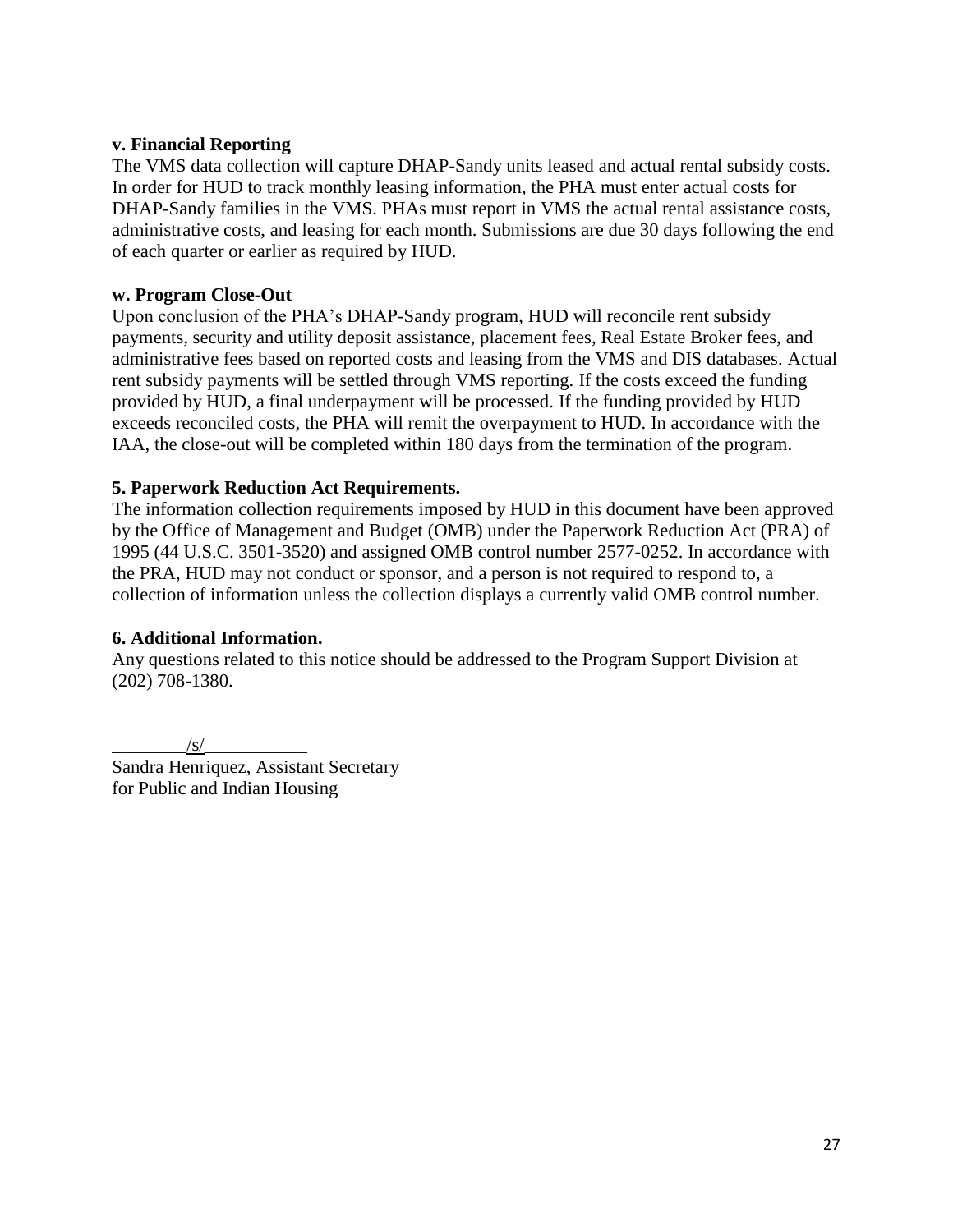**v. Financial Reporting**

The VMS data collection will capture DHAP-Sandy units leased and actual rental subsidy costs. In order for HUD to track monthly leasing information, the PHA must enter actual costs for DHAP-Sandy families in the VMS. PHAs must report in VMS the actual rental assistance costs, administrative costs, and leasing for each month. Submissions are due 30 days following the end of each quarter or earlier as required by HUD.

**w. Program Close-Out**

Upon conclusion of the PHA's DHAP-Sandy program, HUD will reconcile rent subsidy payments, security and utility deposit assistance, placement fees, Real Estate Broker fees, and administrative fees based on reported costs and leasing from the VMS and DIS databases. Actual rent subsidy payments will be settled through VMS reporting. If the costs exceed the funding provided by HUD, a final underpayment will be processed. If the funding provided by HUD exceeds reconciled costs, the PHA will remit the overpayment to HUD. In accordance with the IAA, the close-out will be completed within 180 days from the termination of the program.

**5. Paperwork Reduction Act Requirements.**

The information collection requirements imposed by HUD in this document have been approved by the Office of Management and Budget (OMB) under the Paperwork Reduction Act (PRA) of 1995 (44 U.S.C. 3501-3520) and assigned OMB control number 2577-0252. In accordance with the PRA, HUD may not conduct or sponsor, and a person is not required to respond to, a collection of information unless the collection displays a currently valid OMB control number.

**6. Additional Information.**

Any questions related to this notice should be addressed to the Program Support Division at (202) 708-1380.

________/s/___________

Sandra Henriquez, Assistant Secretary
for Public and Indian Housing